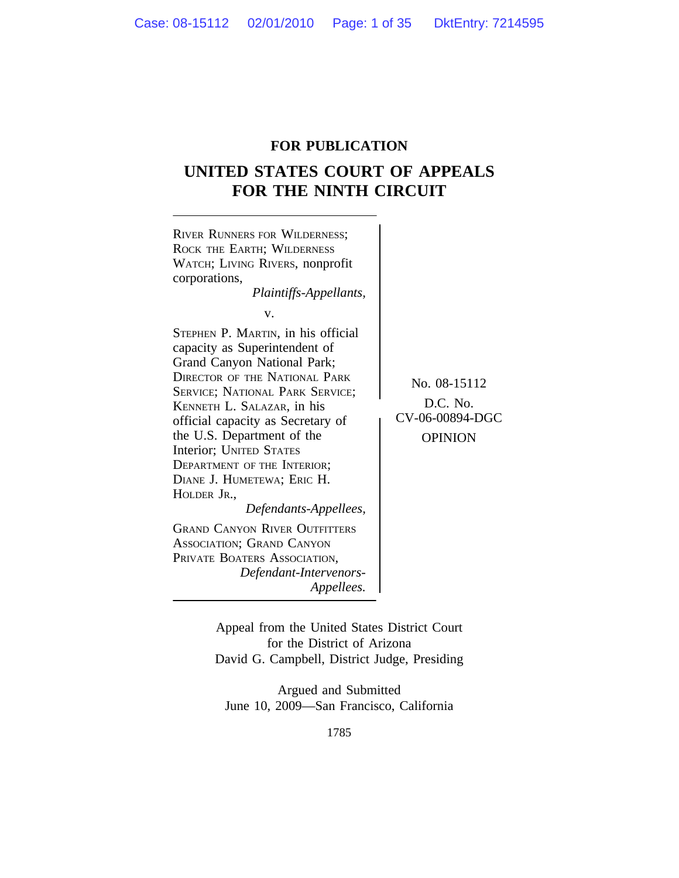**FOR PUBLICATION**

# UNITED STATES COURT OF APPEALS FOR THE NINTH CIRCUIT

RIVER RUNNERS FOR WILDERNESS; ROCK THE EARTH; WILDERNESS WATCH; LIVING RIVERS, nonprofit corporations,
*Plaintiffs-Appellants,*

v.

STEPHEN P. MARTIN, in his official capacity as Superintendent of Grand Canyon National Park; DIRECTOR OF THE NATIONAL PARK SERVICE; NATIONAL PARK SERVICE; KENNETH L. SALAZAR, in his official capacity as Secretary of the U.S. Department of the Interior; UNITED STATES DEPARTMENT OF THE INTERIOR; DIANE J. HUMETEWA; ERIC H. HOLDER JR.,
*Defendants-Appellees,*

GRAND CANYON RIVER OUTFITTERS ASSOCIATION; GRAND CANYON PRIVATE BOATERS ASSOCIATION,
*Defendant-Intervenors-Appellees.*

No. 08-15112

D.C. No. CV-06-00894-DGC

OPINION

Appeal from the United States District Court for the District of Arizona
David G. Campbell, District Judge, Presiding

Argued and Submitted
June 10, 2009—San Francisco, California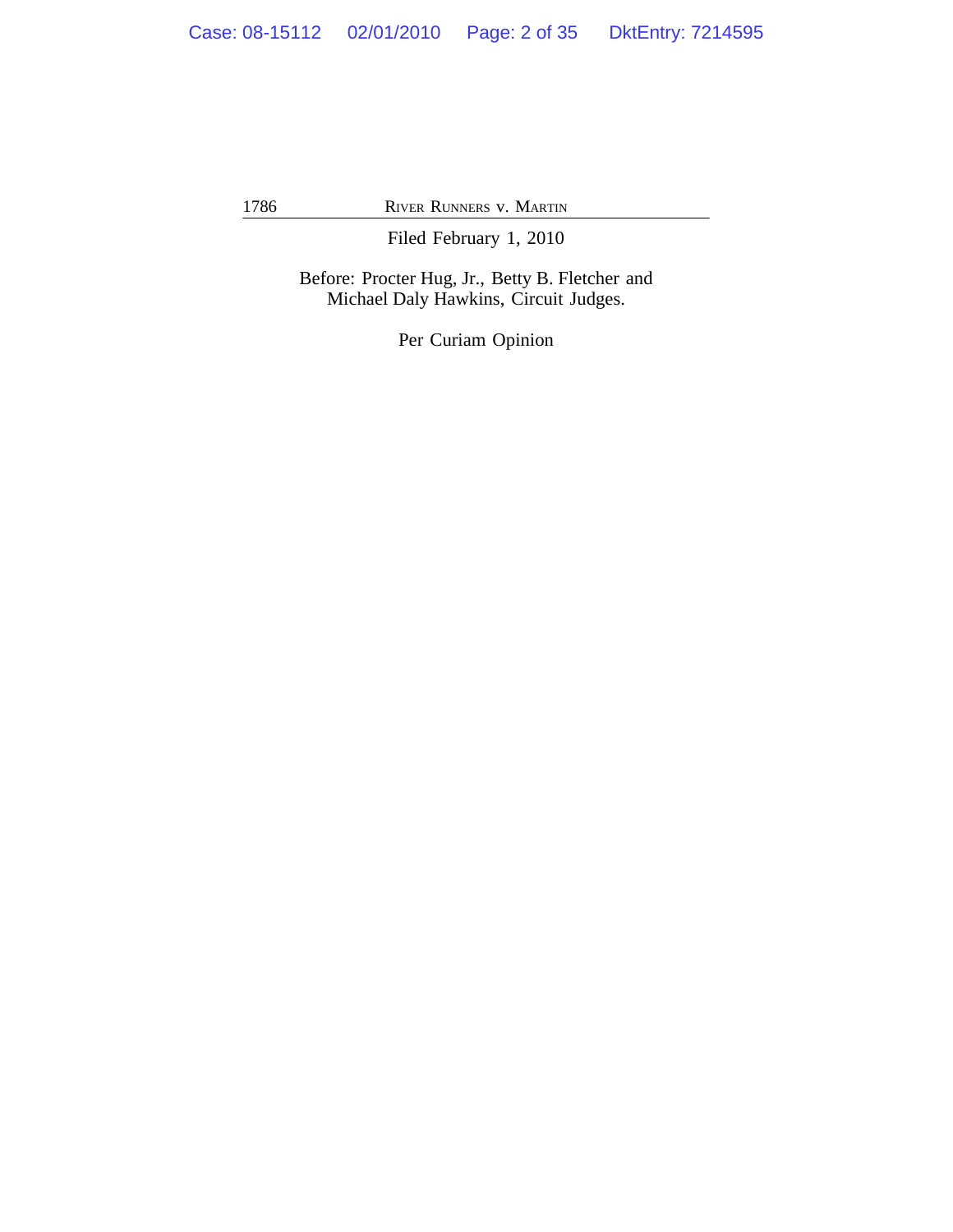Filed February 1, 2010

Before: Procter Hug, Jr., Betty B. Fletcher and Michael Daly Hawkins, Circuit Judges.

Per Curiam Opinion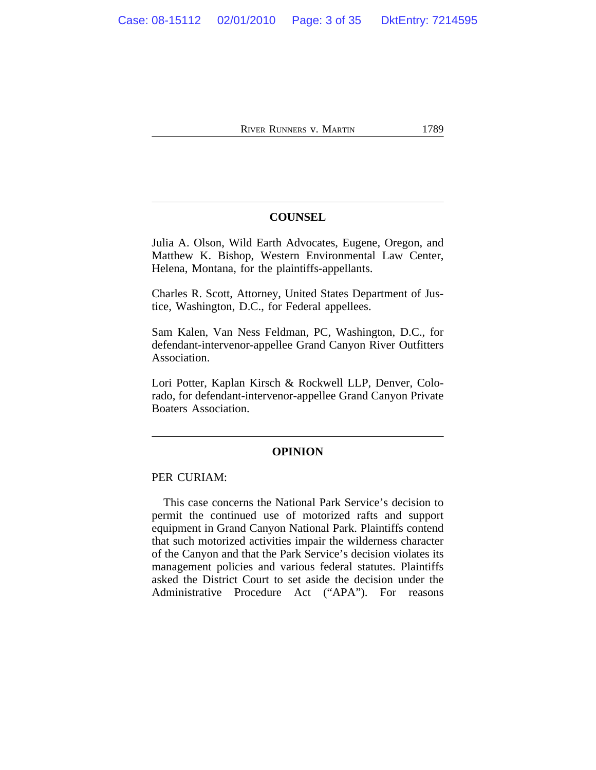## COUNSEL

Julia A. Olson, Wild Earth Advocates, Eugene, Oregon, and Matthew K. Bishop, Western Environmental Law Center, Helena, Montana, for the plaintiffs-appellants.

Charles R. Scott, Attorney, United States Department of Justice, Washington, D.C., for Federal appellees.

Sam Kalen, Van Ness Feldman, PC, Washington, D.C., for defendant-intervenor-appellee Grand Canyon River Outfitters Association.

Lori Potter, Kaplan Kirsch & Rockwell LLP, Denver, Colorado, for defendant-intervenor-appellee Grand Canyon Private Boaters Association.

## OPINION

PER CURIAM:

This case concerns the National Park Service's decision to permit the continued use of motorized rafts and support equipment in Grand Canyon National Park. Plaintiffs contend that such motorized activities impair the wilderness character of the Canyon and that the Park Service's decision violates its management policies and various federal statutes. Plaintiffs asked the District Court to set aside the decision under the Administrative Procedure Act ("APA"). For reasons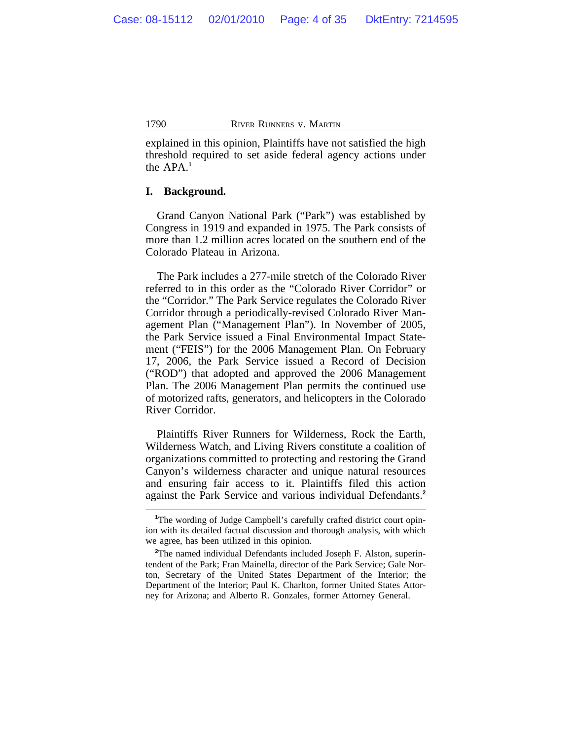explained in this opinion, Plaintiffs have not satisfied the high threshold required to set aside federal agency actions under the APA.[1]

## I. Background.

Grand Canyon National Park ("Park") was established by Congress in 1919 and expanded in 1975. The Park consists of more than 1.2 million acres located on the southern end of the Colorado Plateau in Arizona.

The Park includes a 277-mile stretch of the Colorado River referred to in this order as the "Colorado River Corridor" or the "Corridor." The Park Service regulates the Colorado River Corridor through a periodically-revised Colorado River Management Plan ("Management Plan"). In November of 2005, the Park Service issued a Final Environmental Impact Statement ("FEIS") for the 2006 Management Plan. On February 17, 2006, the Park Service issued a Record of Decision ("ROD") that adopted and approved the 2006 Management Plan. The 2006 Management Plan permits the continued use of motorized rafts, generators, and helicopters in the Colorado River Corridor.

Plaintiffs River Runners for Wilderness, Rock the Earth, Wilderness Watch, and Living Rivers constitute a coalition of organizations committed to protecting and restoring the Grand Canyon's wilderness character and unique natural resources and ensuring fair access to it. Plaintiffs filed this action against the Park Service and various individual Defendants.[2]

---

[1]The wording of Judge Campbell's carefully crafted district court opinion with its detailed factual discussion and thorough analysis, with which we agree, has been utilized in this opinion.

[2]The named individual Defendants included Joseph F. Alston, superintendent of the Park; Fran Mainella, director of the Park Service; Gale Norton, Secretary of the United States Department of the Interior; the Department of the Interior; Paul K. Charlton, former United States Attorney for Arizona; and Alberto R. Gonzales, former Attorney General.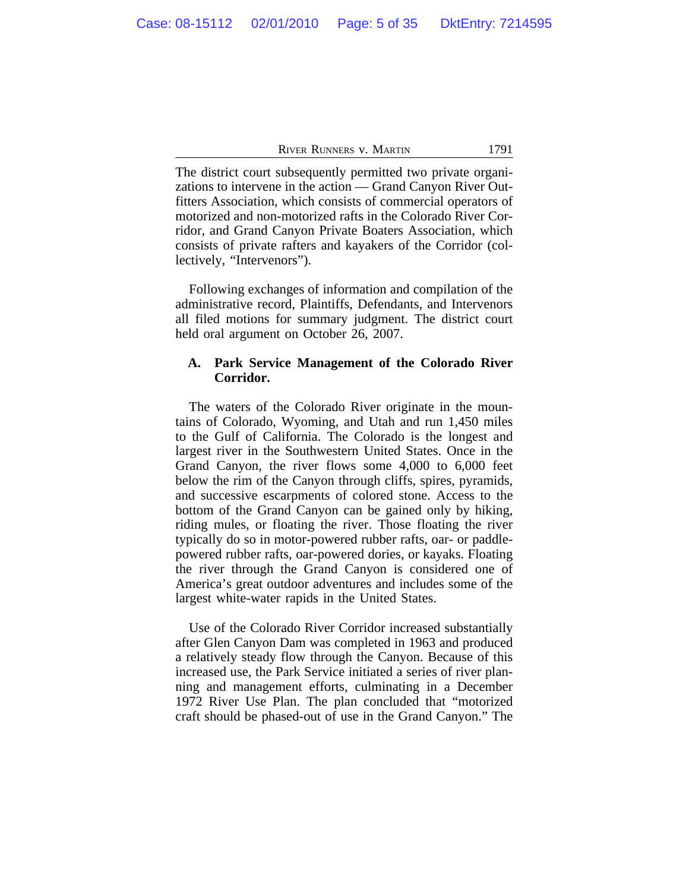The district court subsequently permitted two private organizations to intervene in the action — Grand Canyon River Outfitters Association, which consists of commercial operators of motorized and non-motorized rafts in the Colorado River Corridor, and Grand Canyon Private Boaters Association, which consists of private rafters and kayakers of the Corridor (collectively, "Intervenors").

Following exchanges of information and compilation of the administrative record, Plaintiffs, Defendants, and Intervenors all filed motions for summary judgment. The district court held oral argument on October 26, 2007.

### A. Park Service Management of the Colorado River Corridor.

The waters of the Colorado River originate in the mountains of Colorado, Wyoming, and Utah and run 1,450 miles to the Gulf of California. The Colorado is the longest and largest river in the Southwestern United States. Once in the Grand Canyon, the river flows some 4,000 to 6,000 feet below the rim of the Canyon through cliffs, spires, pyramids, and successive escarpments of colored stone. Access to the bottom of the Grand Canyon can be gained only by hiking, riding mules, or floating the river. Those floating the river typically do so in motor-powered rubber rafts, oar- or paddle-powered rubber rafts, oar-powered dories, or kayaks. Floating the river through the Grand Canyon is considered one of America's great outdoor adventures and includes some of the largest white-water rapids in the United States.

Use of the Colorado River Corridor increased substantially after Glen Canyon Dam was completed in 1963 and produced a relatively steady flow through the Canyon. Because of this increased use, the Park Service initiated a series of river planning and management efforts, culminating in a December 1972 River Use Plan. The plan concluded that "motorized craft should be phased-out of use in the Grand Canyon." The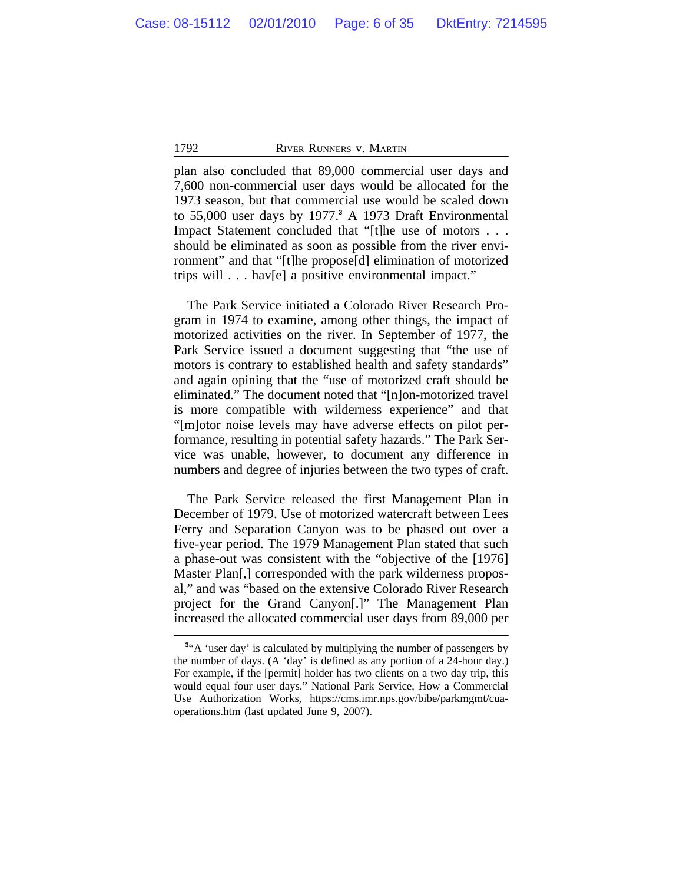plan also concluded that 89,000 commercial user days and 7,600 non-commercial user days would be allocated for the 1973 season, but that commercial use would be scaled down to 55,000 user days by 1977.[3] A 1973 Draft Environmental Impact Statement concluded that "[t]he use of motors . . . should be eliminated as soon as possible from the river environment" and that "[t]he propose[d] elimination of motorized trips will . . . hav[e] a positive environmental impact."

The Park Service initiated a Colorado River Research Program in 1974 to examine, among other things, the impact of motorized activities on the river. In September of 1977, the Park Service issued a document suggesting that "the use of motors is contrary to established health and safety standards" and again opining that the "use of motorized craft should be eliminated." The document noted that "[n]on-motorized travel is more compatible with wilderness experience" and that "[m]otor noise levels may have adverse effects on pilot performance, resulting in potential safety hazards." The Park Service was unable, however, to document any difference in numbers and degree of injuries between the two types of craft.

The Park Service released the first Management Plan in December of 1979. Use of motorized watercraft between Lees Ferry and Separation Canyon was to be phased out over a five-year period. The 1979 Management Plan stated that such a phase-out was consistent with the "objective of the [1976] Master Plan[,] corresponded with the park wilderness proposal," and was "based on the extensive Colorado River Research project for the Grand Canyon[.]" The Management Plan increased the allocated commercial user days from 89,000 per

---

[3] "A 'user day' is calculated by multiplying the number of passengers by the number of days. (A 'day' is defined as any portion of a 24-hour day.) For example, if the [permit] holder has two clients on a two day trip, this would equal four user days." National Park Service, How a Commercial Use Authorization Works, https://cms.imr.nps.gov/bibe/parkmgmt/cua-operations.htm (last updated June 9, 2007).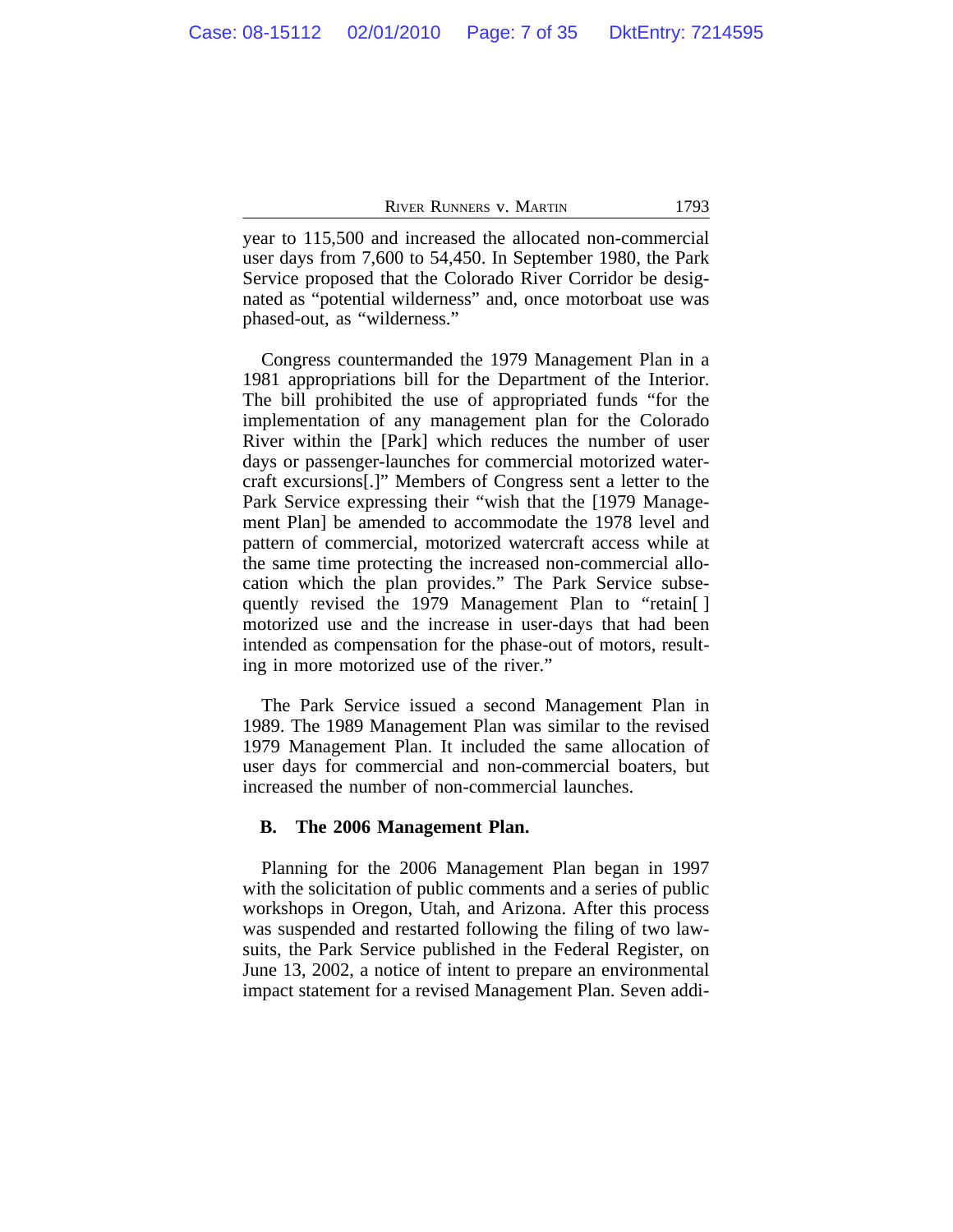year to 115,500 and increased the allocated non-commercial user days from 7,600 to 54,450. In September 1980, the Park Service proposed that the Colorado River Corridor be designated as "potential wilderness" and, once motorboat use was phased-out, as "wilderness."

Congress countermanded the 1979 Management Plan in a 1981 appropriations bill for the Department of the Interior. The bill prohibited the use of appropriated funds "for the implementation of any management plan for the Colorado River within the [Park] which reduces the number of user days or passenger-launches for commercial motorized watercraft excursions[.]" Members of Congress sent a letter to the Park Service expressing their "wish that the [1979 Management Plan] be amended to accommodate the 1978 level and pattern of commercial, motorized watercraft access while at the same time protecting the increased non-commercial allocation which the plan provides." The Park Service subsequently revised the 1979 Management Plan to "retain[ ] motorized use and the increase in user-days that had been intended as compensation for the phase-out of motors, resulting in more motorized use of the river."

The Park Service issued a second Management Plan in 1989. The 1989 Management Plan was similar to the revised 1979 Management Plan. It included the same allocation of user days for commercial and non-commercial boaters, but increased the number of non-commercial launches.

### B. The 2006 Management Plan.

Planning for the 2006 Management Plan began in 1997 with the solicitation of public comments and a series of public workshops in Oregon, Utah, and Arizona. After this process was suspended and restarted following the filing of two lawsuits, the Park Service published in the Federal Register, on June 13, 2002, a notice of intent to prepare an environmental impact statement for a revised Management Plan. Seven addi-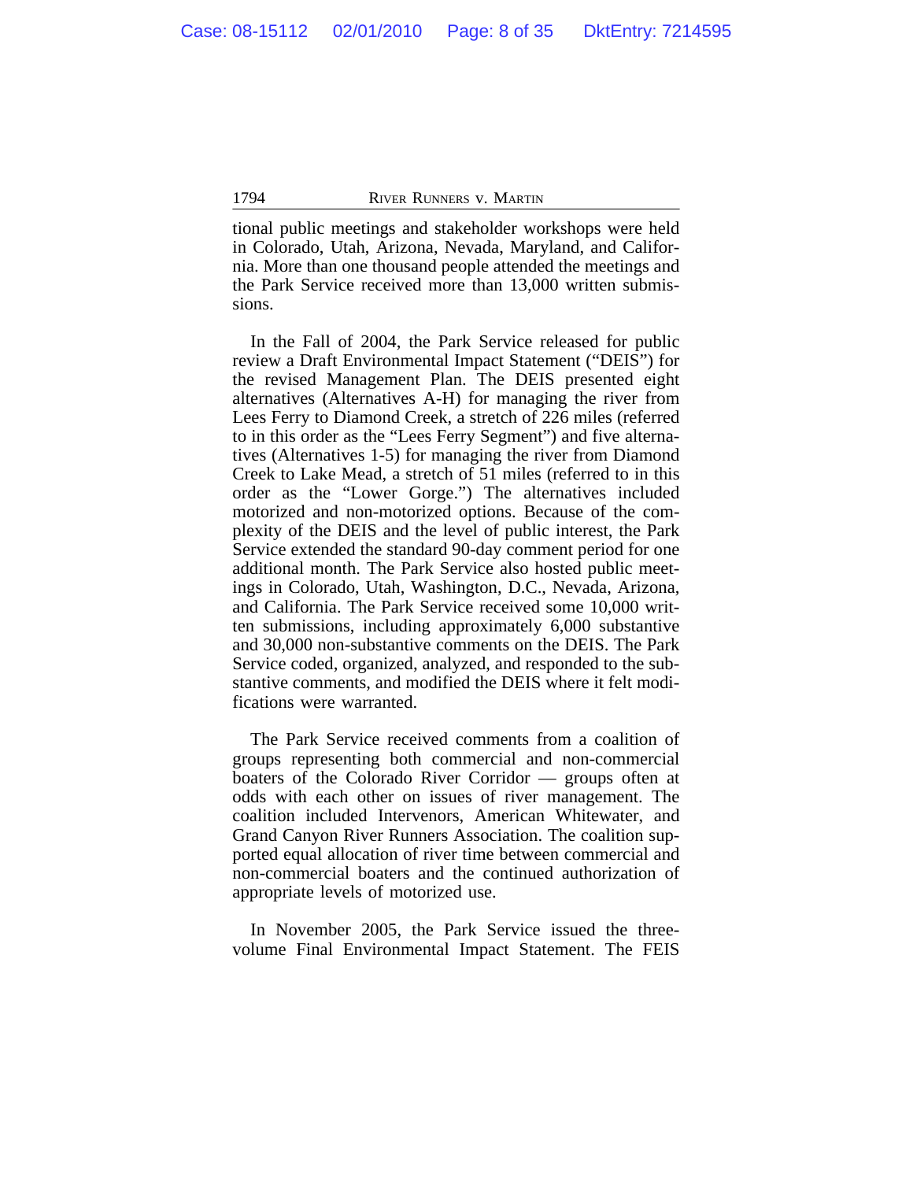tional public meetings and stakeholder workshops were held in Colorado, Utah, Arizona, Nevada, Maryland, and California. More than one thousand people attended the meetings and the Park Service received more than 13,000 written submissions.

In the Fall of 2004, the Park Service released for public review a Draft Environmental Impact Statement ("DEIS") for the revised Management Plan. The DEIS presented eight alternatives (Alternatives A-H) for managing the river from Lees Ferry to Diamond Creek, a stretch of 226 miles (referred to in this order as the "Lees Ferry Segment") and five alternatives (Alternatives 1-5) for managing the river from Diamond Creek to Lake Mead, a stretch of 51 miles (referred to in this order as the "Lower Gorge.") The alternatives included motorized and non-motorized options. Because of the complexity of the DEIS and the level of public interest, the Park Service extended the standard 90-day comment period for one additional month. The Park Service also hosted public meetings in Colorado, Utah, Washington, D.C., Nevada, Arizona, and California. The Park Service received some 10,000 written submissions, including approximately 6,000 substantive and 30,000 non-substantive comments on the DEIS. The Park Service coded, organized, analyzed, and responded to the substantive comments, and modified the DEIS where it felt modifications were warranted.

The Park Service received comments from a coalition of groups representing both commercial and non-commercial boaters of the Colorado River Corridor — groups often at odds with each other on issues of river management. The coalition included Intervenors, American Whitewater, and Grand Canyon River Runners Association. The coalition supported equal allocation of river time between commercial and non-commercial boaters and the continued authorization of appropriate levels of motorized use.

In November 2005, the Park Service issued the three-volume Final Environmental Impact Statement. The FEIS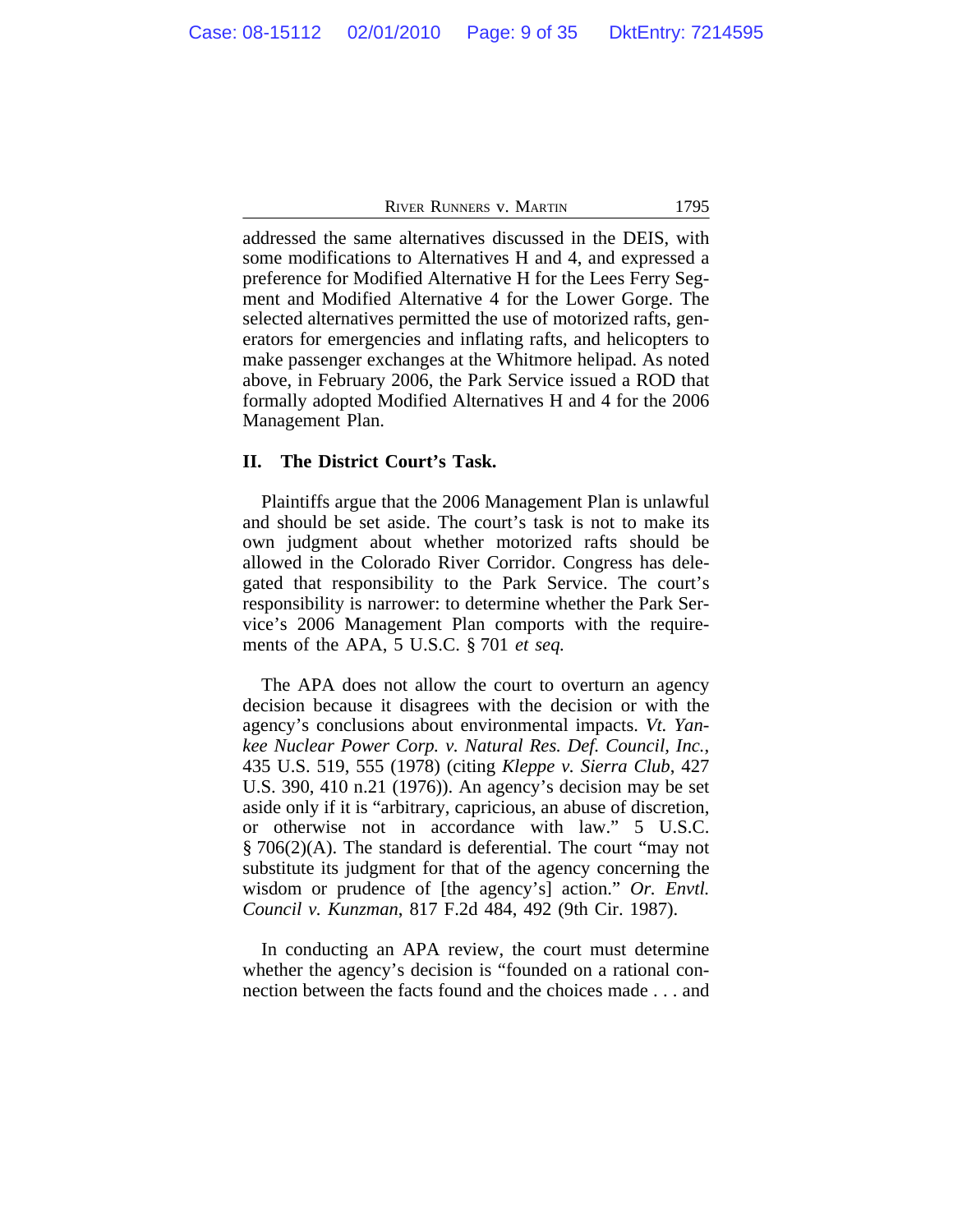addressed the same alternatives discussed in the DEIS, with some modifications to Alternatives H and 4, and expressed a preference for Modified Alternative H for the Lees Ferry Segment and Modified Alternative 4 for the Lower Gorge. The selected alternatives permitted the use of motorized rafts, generators for emergencies and inflating rafts, and helicopters to make passenger exchanges at the Whitmore helipad. As noted above, in February 2006, the Park Service issued a ROD that formally adopted Modified Alternatives H and 4 for the 2006 Management Plan.

## II. The District Court's Task.

Plaintiffs argue that the 2006 Management Plan is unlawful and should be set aside. The court's task is not to make its own judgment about whether motorized rafts should be allowed in the Colorado River Corridor. Congress has delegated that responsibility to the Park Service. The court's responsibility is narrower: to determine whether the Park Service's 2006 Management Plan comports with the requirements of the APA, 5 U.S.C. § 701 *et seq.*

The APA does not allow the court to overturn an agency decision because it disagrees with the decision or with the agency's conclusions about environmental impacts. *Vt. Yankee Nuclear Power Corp. v. Natural Res. Def. Council, Inc.*, 435 U.S. 519, 555 (1978) (citing *Kleppe v. Sierra Club*, 427 U.S. 390, 410 n.21 (1976)). An agency's decision may be set aside only if it is "arbitrary, capricious, an abuse of discretion, or otherwise not in accordance with law." 5 U.S.C. § 706(2)(A). The standard is deferential. The court "may not substitute its judgment for that of the agency concerning the wisdom or prudence of [the agency's] action." *Or. Envtl. Council v. Kunzman*, 817 F.2d 484, 492 (9th Cir. 1987).

In conducting an APA review, the court must determine whether the agency's decision is "founded on a rational connection between the facts found and the choices made . . . and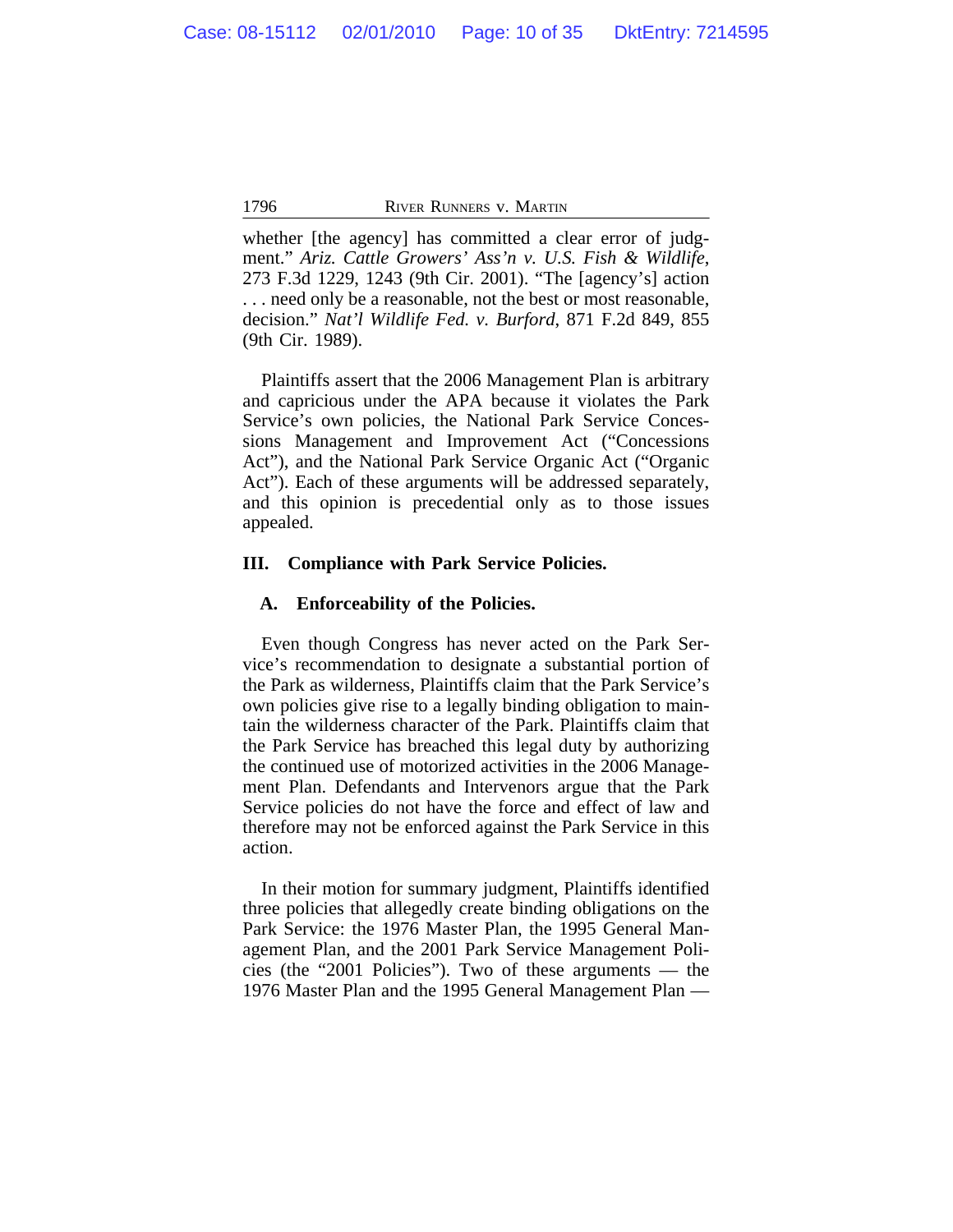whether [the agency] has committed a clear error of judgment." *Ariz. Cattle Growers' Ass'n v. U.S. Fish & Wildlife*, 273 F.3d 1229, 1243 (9th Cir. 2001). "The [agency's] action . . . need only be a reasonable, not the best or most reasonable, decision." *Nat'l Wildlife Fed. v. Burford*, 871 F.2d 849, 855 (9th Cir. 1989).

Plaintiffs assert that the 2006 Management Plan is arbitrary and capricious under the APA because it violates the Park Service's own policies, the National Park Service Concessions Management and Improvement Act ("Concessions Act"), and the National Park Service Organic Act ("Organic Act"). Each of these arguments will be addressed separately, and this opinion is precedential only as to those issues appealed.

## III. Compliance with Park Service Policies.

### A. Enforceability of the Policies.

Even though Congress has never acted on the Park Service's recommendation to designate a substantial portion of the Park as wilderness, Plaintiffs claim that the Park Service's own policies give rise to a legally binding obligation to maintain the wilderness character of the Park. Plaintiffs claim that the Park Service has breached this legal duty by authorizing the continued use of motorized activities in the 2006 Management Plan. Defendants and Intervenors argue that the Park Service policies do not have the force and effect of law and therefore may not be enforced against the Park Service in this action.

In their motion for summary judgment, Plaintiffs identified three policies that allegedly create binding obligations on the Park Service: the 1976 Master Plan, the 1995 General Management Plan, and the 2001 Park Service Management Policies (the "2001 Policies"). Two of these arguments — the 1976 Master Plan and the 1995 General Management Plan —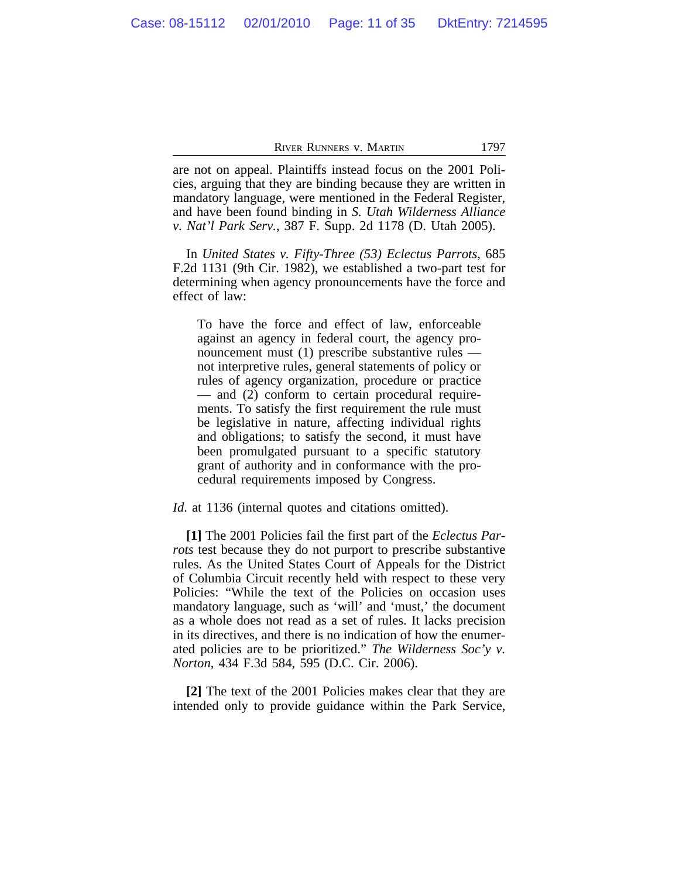are not on appeal. Plaintiffs instead focus on the 2001 Policies, arguing that they are binding because they are written in mandatory language, were mentioned in the Federal Register, and have been found binding in *S. Utah Wilderness Alliance v. Nat'l Park Serv.*, 387 F. Supp. 2d 1178 (D. Utah 2005).

In *United States v. Fifty-Three (53) Eclectus Parrots*, 685 F.2d 1131 (9th Cir. 1982), we established a two-part test for determining when agency pronouncements have the force and effect of law:

> To have the force and effect of law, enforceable against an agency in federal court, the agency pronouncement must (1) prescribe substantive rules — not interpretive rules, general statements of policy or rules of agency organization, procedure or practice — and (2) conform to certain procedural requirements. To satisfy the first requirement the rule must be legislative in nature, affecting individual rights and obligations; to satisfy the second, it must have been promulgated pursuant to a specific statutory grant of authority and in conformance with the procedural requirements imposed by Congress.

*Id.* at 1136 (internal quotes and citations omitted).

**[1]** The 2001 Policies fail the first part of the *Eclectus Parrots* test because they do not purport to prescribe substantive rules. As the United States Court of Appeals for the District of Columbia Circuit recently held with respect to these very Policies: "While the text of the Policies on occasion uses mandatory language, such as 'will' and 'must,' the document as a whole does not read as a set of rules. It lacks precision in its directives, and there is no indication of how the enumerated policies are to be prioritized." *The Wilderness Soc'y v. Norton*, 434 F.3d 584, 595 (D.C. Cir. 2006).

**[2]** The text of the 2001 Policies makes clear that they are intended only to provide guidance within the Park Service,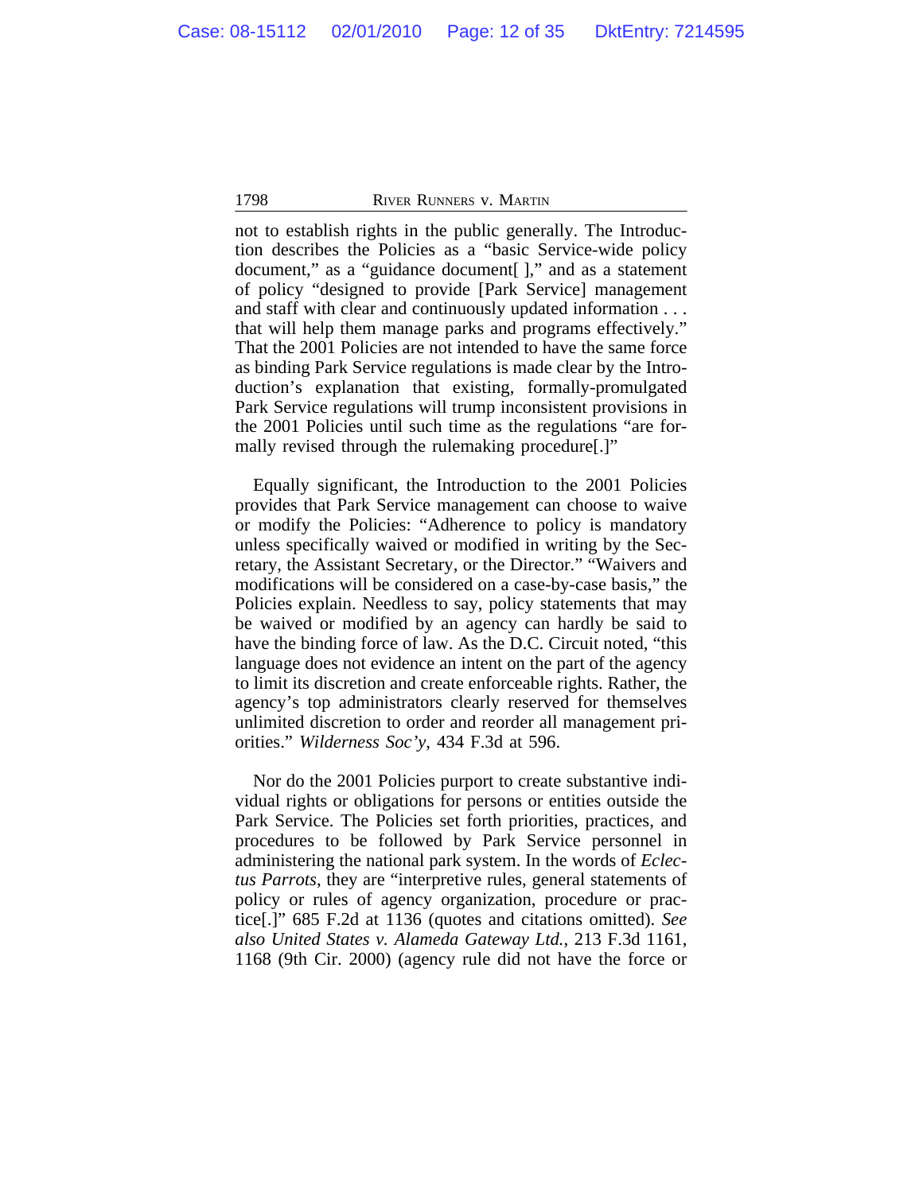not to establish rights in the public generally. The Introduction describes the Policies as a "basic Service-wide policy document," as a "guidance document[ ]," and as a statement of policy "designed to provide [Park Service] management and staff with clear and continuously updated information . . . that will help them manage parks and programs effectively." That the 2001 Policies are not intended to have the same force as binding Park Service regulations is made clear by the Introduction's explanation that existing, formally-promulgated Park Service regulations will trump inconsistent provisions in the 2001 Policies until such time as the regulations "are formally revised through the rulemaking procedure[.]"

Equally significant, the Introduction to the 2001 Policies provides that Park Service management can choose to waive or modify the Policies: "Adherence to policy is mandatory unless specifically waived or modified in writing by the Secretary, the Assistant Secretary, or the Director." "Waivers and modifications will be considered on a case-by-case basis," the Policies explain. Needless to say, policy statements that may be waived or modified by an agency can hardly be said to have the binding force of law. As the D.C. Circuit noted, "this language does not evidence an intent on the part of the agency to limit its discretion and create enforceable rights. Rather, the agency's top administrators clearly reserved for themselves unlimited discretion to order and reorder all management priorities." *Wilderness Soc'y*, 434 F.3d at 596.

Nor do the 2001 Policies purport to create substantive individual rights or obligations for persons or entities outside the Park Service. The Policies set forth priorities, practices, and procedures to be followed by Park Service personnel in administering the national park system. In the words of *Eclectus Parrots*, they are "interpretive rules, general statements of policy or rules of agency organization, procedure or practice[.]" 685 F.2d at 1136 (quotes and citations omitted). *See also United States v. Alameda Gateway Ltd.*, 213 F.3d 1161, 1168 (9th Cir. 2000) (agency rule did not have the force or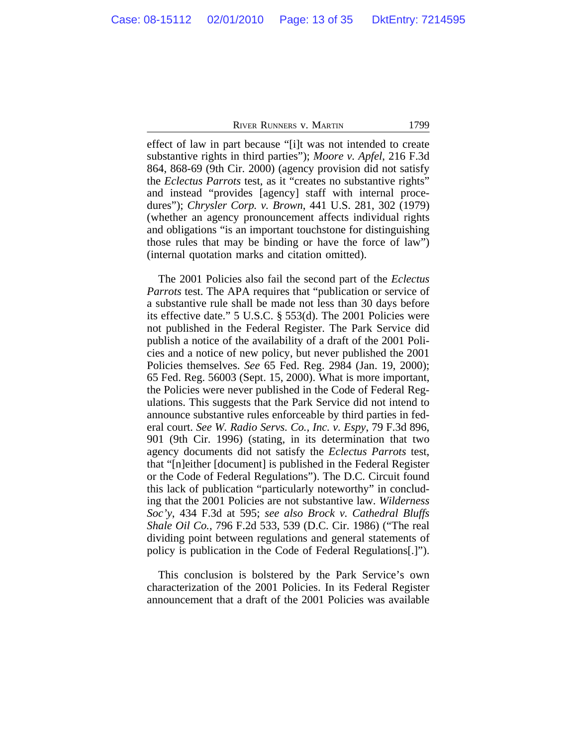effect of law in part because "[i]t was not intended to create substantive rights in third parties"); *Moore v. Apfel*, 216 F.3d 864, 868-69 (9th Cir. 2000) (agency provision did not satisfy the *Eclectus Parrots* test, as it "creates no substantive rights" and instead "provides [agency] staff with internal procedures"); *Chrysler Corp. v. Brown*, 441 U.S. 281, 302 (1979) (whether an agency pronouncement affects individual rights and obligations "is an important touchstone for distinguishing those rules that may be binding or have the force of law") (internal quotation marks and citation omitted).

The 2001 Policies also fail the second part of the *Eclectus Parrots* test. The APA requires that "publication or service of a substantive rule shall be made not less than 30 days before its effective date." 5 U.S.C. § 553(d). The 2001 Policies were not published in the Federal Register. The Park Service did publish a notice of the availability of a draft of the 2001 Policies and a notice of new policy, but never published the 2001 Policies themselves. *See* 65 Fed. Reg. 2984 (Jan. 19, 2000); 65 Fed. Reg. 56003 (Sept. 15, 2000). What is more important, the Policies were never published in the Code of Federal Regulations. This suggests that the Park Service did not intend to announce substantive rules enforceable by third parties in federal court. *See W. Radio Servs. Co., Inc. v. Espy*, 79 F.3d 896, 901 (9th Cir. 1996) (stating, in its determination that two agency documents did not satisfy the *Eclectus Parrots* test, that "[n]either [document] is published in the Federal Register or the Code of Federal Regulations"). The D.C. Circuit found this lack of publication "particularly noteworthy" in concluding that the 2001 Policies are not substantive law. *Wilderness Soc'y*, 434 F.3d at 595; *see also Brock v. Cathedral Bluffs Shale Oil Co.*, 796 F.2d 533, 539 (D.C. Cir. 1986) ("The real dividing point between regulations and general statements of policy is publication in the Code of Federal Regulations[.]").

This conclusion is bolstered by the Park Service's own characterization of the 2001 Policies. In its Federal Register announcement that a draft of the 2001 Policies was available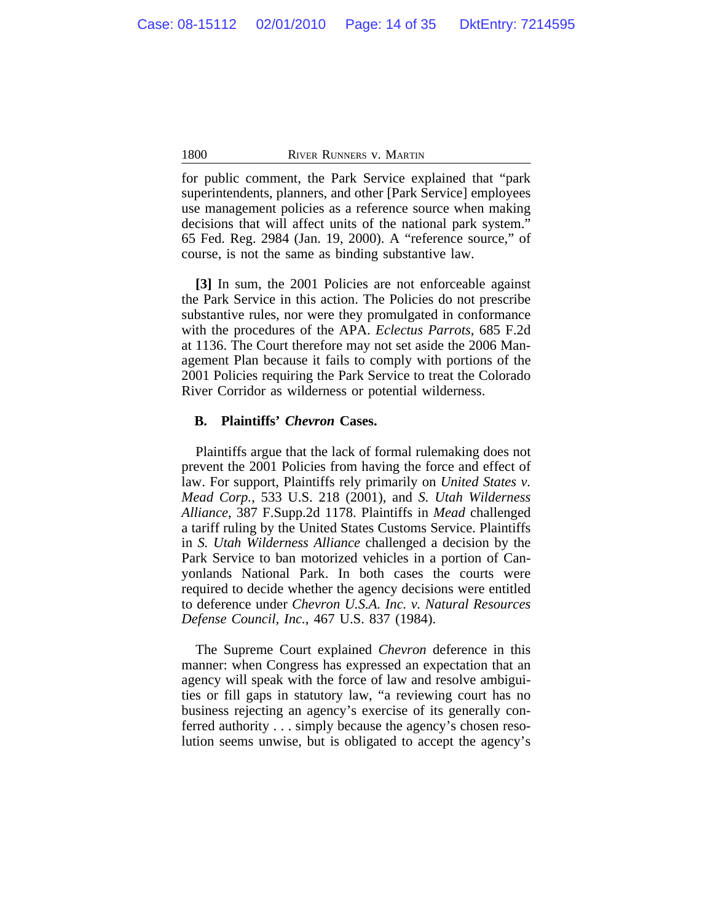for public comment, the Park Service explained that "park superintendents, planners, and other [Park Service] employees use management policies as a reference source when making decisions that will affect units of the national park system." 65 Fed. Reg. 2984 (Jan. 19, 2000). A "reference source," of course, is not the same as binding substantive law.

**[3]** In sum, the 2001 Policies are not enforceable against the Park Service in this action. The Policies do not prescribe substantive rules, nor were they promulgated in conformance with the procedures of the APA. *Eclectus Parrots*, 685 F.2d at 1136. The Court therefore may not set aside the 2006 Management Plan because it fails to comply with portions of the 2001 Policies requiring the Park Service to treat the Colorado River Corridor as wilderness or potential wilderness.

### B. Plaintiffs' *Chevron* Cases.

Plaintiffs argue that the lack of formal rulemaking does not prevent the 2001 Policies from having the force and effect of law. For support, Plaintiffs rely primarily on *United States v. Mead Corp.*, 533 U.S. 218 (2001), and *S. Utah Wilderness Alliance*, 387 F.Supp.2d 1178. Plaintiffs in *Mead* challenged a tariff ruling by the United States Customs Service. Plaintiffs in *S. Utah Wilderness Alliance* challenged a decision by the Park Service to ban motorized vehicles in a portion of Canyonlands National Park. In both cases the courts were required to decide whether the agency decisions were entitled to deference under *Chevron U.S.A. Inc. v. Natural Resources Defense Council, Inc.*, 467 U.S. 837 (1984).

The Supreme Court explained *Chevron* deference in this manner: when Congress has expressed an expectation that an agency will speak with the force of law and resolve ambiguities or fill gaps in statutory law, "a reviewing court has no business rejecting an agency's exercise of its generally conferred authority . . . simply because the agency's chosen resolution seems unwise, but is obligated to accept the agency's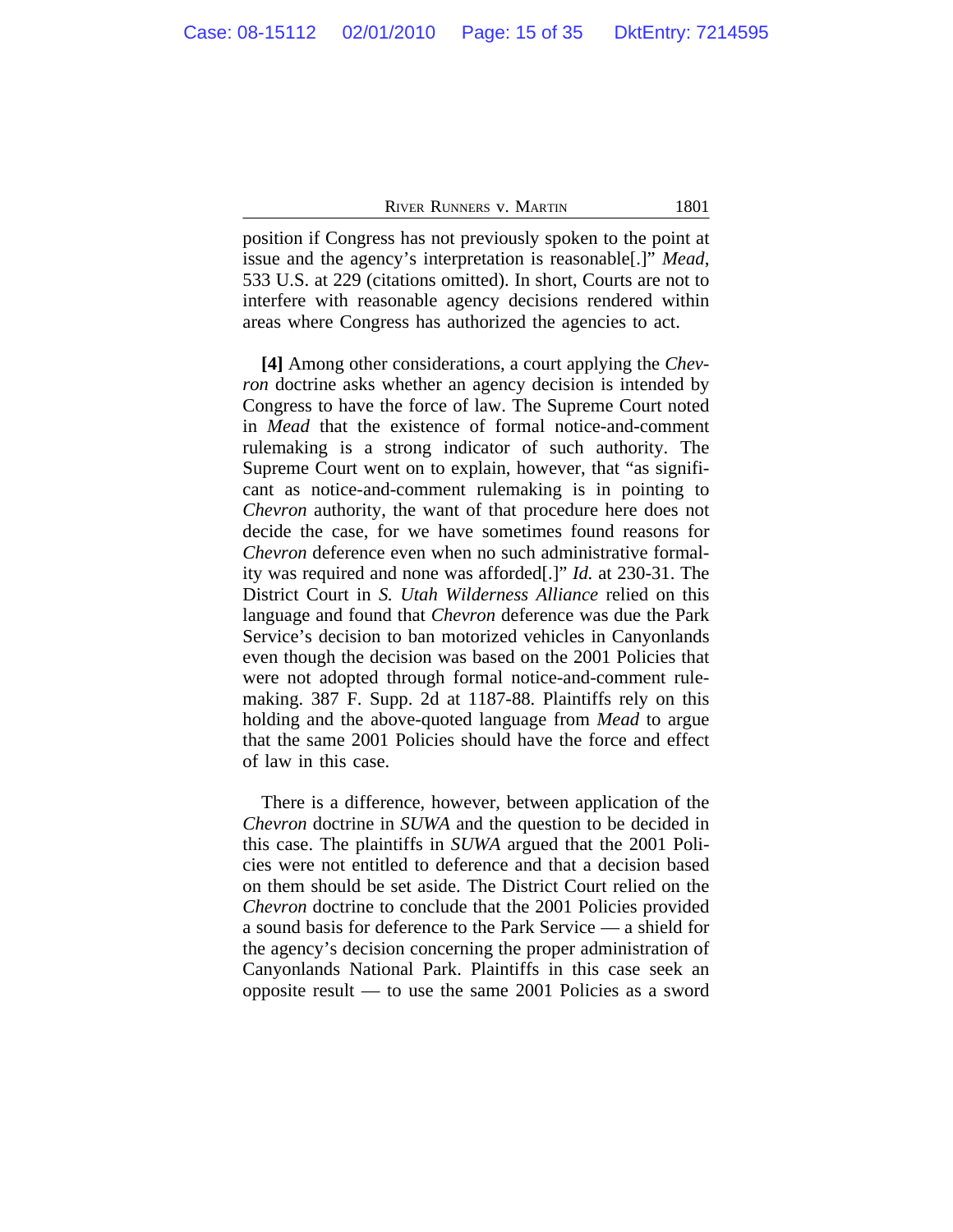position if Congress has not previously spoken to the point at issue and the agency's interpretation is reasonable[.]" *Mead*, 533 U.S. at 229 (citations omitted). In short, Courts are not to interfere with reasonable agency decisions rendered within areas where Congress has authorized the agencies to act.

**[4]** Among other considerations, a court applying the *Chevron* doctrine asks whether an agency decision is intended by Congress to have the force of law. The Supreme Court noted in *Mead* that the existence of formal notice-and-comment rulemaking is a strong indicator of such authority. The Supreme Court went on to explain, however, that "as significant as notice-and-comment rulemaking is in pointing to *Chevron* authority, the want of that procedure here does not decide the case, for we have sometimes found reasons for *Chevron* deference even when no such administrative formality was required and none was afforded[.]" *Id.* at 230-31. The District Court in *S. Utah Wilderness Alliance* relied on this language and found that *Chevron* deference was due the Park Service's decision to ban motorized vehicles in Canyonlands even though the decision was based on the 2001 Policies that were not adopted through formal notice-and-comment rulemaking. 387 F. Supp. 2d at 1187-88. Plaintiffs rely on this holding and the above-quoted language from *Mead* to argue that the same 2001 Policies should have the force and effect of law in this case.

There is a difference, however, between application of the *Chevron* doctrine in *SUWA* and the question to be decided in this case. The plaintiffs in *SUWA* argued that the 2001 Policies were not entitled to deference and that a decision based on them should be set aside. The District Court relied on the *Chevron* doctrine to conclude that the 2001 Policies provided a sound basis for deference to the Park Service — a shield for the agency's decision concerning the proper administration of Canyonlands National Park. Plaintiffs in this case seek an opposite result — to use the same 2001 Policies as a sword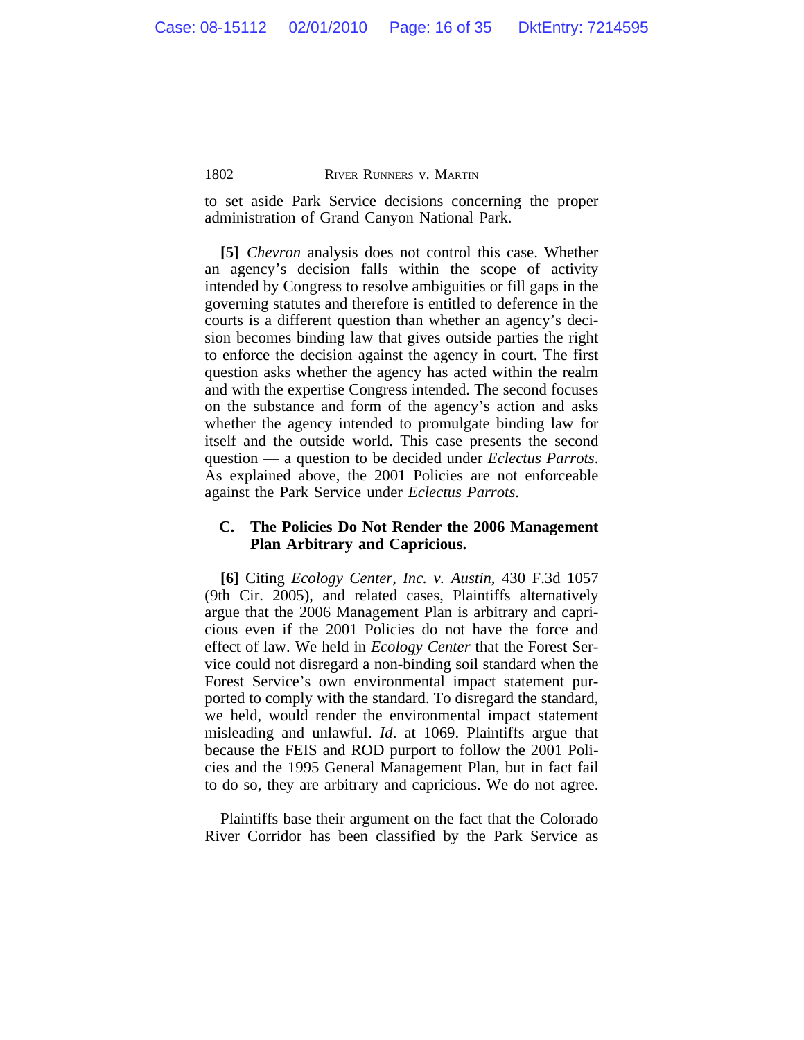to set aside Park Service decisions concerning the proper administration of Grand Canyon National Park.

**[5]** *Chevron* analysis does not control this case. Whether an agency's decision falls within the scope of activity intended by Congress to resolve ambiguities or fill gaps in the governing statutes and therefore is entitled to deference in the courts is a different question than whether an agency's decision becomes binding law that gives outside parties the right to enforce the decision against the agency in court. The first question asks whether the agency has acted within the realm and with the expertise Congress intended. The second focuses on the substance and form of the agency's action and asks whether the agency intended to promulgate binding law for itself and the outside world. This case presents the second question — a question to be decided under *Eclectus Parrots*. As explained above, the 2001 Policies are not enforceable against the Park Service under *Eclectus Parrots*.

### C. The Policies Do Not Render the 2006 Management Plan Arbitrary and Capricious.

**[6]** Citing *Ecology Center, Inc. v. Austin*, 430 F.3d 1057 (9th Cir. 2005), and related cases, Plaintiffs alternatively argue that the 2006 Management Plan is arbitrary and capricious even if the 2001 Policies do not have the force and effect of law. We held in *Ecology Center* that the Forest Service could not disregard a non-binding soil standard when the Forest Service's own environmental impact statement purported to comply with the standard. To disregard the standard, we held, would render the environmental impact statement misleading and unlawful. *Id*. at 1069. Plaintiffs argue that because the FEIS and ROD purport to follow the 2001 Policies and the 1995 General Management Plan, but in fact fail to do so, they are arbitrary and capricious. We do not agree.

Plaintiffs base their argument on the fact that the Colorado River Corridor has been classified by the Park Service as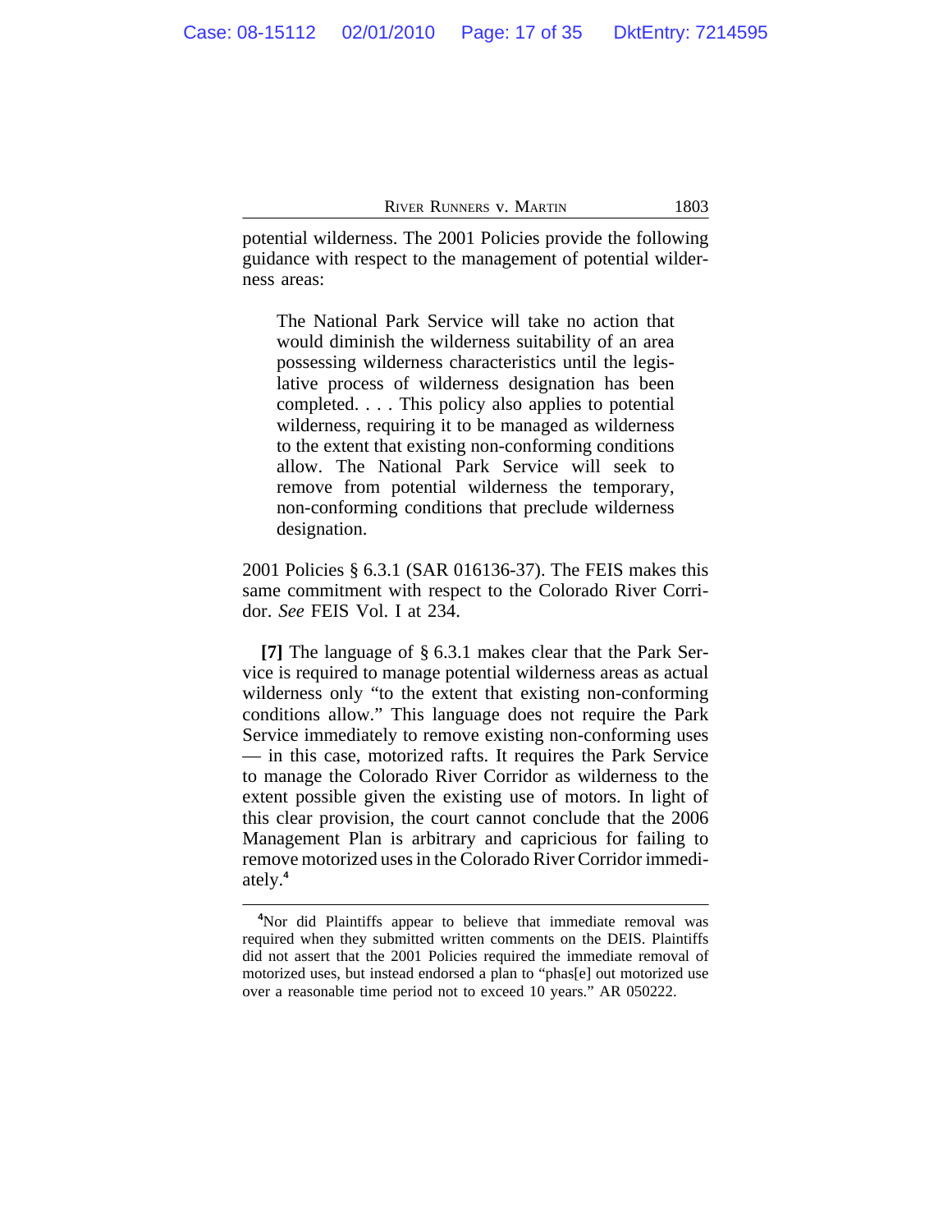potential wilderness. The 2001 Policies provide the following guidance with respect to the management of potential wilderness areas:

> The National Park Service will take no action that would diminish the wilderness suitability of an area possessing wilderness characteristics until the legislative process of wilderness designation has been completed. . . . This policy also applies to potential wilderness, requiring it to be managed as wilderness to the extent that existing non-conforming conditions allow. The National Park Service will seek to remove from potential wilderness the temporary, non-conforming conditions that preclude wilderness designation.

2001 Policies § 6.3.1 (SAR 016136-37). The FEIS makes this same commitment with respect to the Colorado River Corridor. *See* FEIS Vol. I at 234.

**[7]** The language of § 6.3.1 makes clear that the Park Service is required to manage potential wilderness areas as actual wilderness only "to the extent that existing non-conforming conditions allow." This language does not require the Park Service immediately to remove existing non-conforming uses — in this case, motorized rafts. It requires the Park Service to manage the Colorado River Corridor as wilderness to the extent possible given the existing use of motors. In light of this clear provision, the court cannot conclude that the 2006 Management Plan is arbitrary and capricious for failing to remove motorized uses in the Colorado River Corridor immediately.[4]

---

[4]Nor did Plaintiffs appear to believe that immediate removal was required when they submitted written comments on the DEIS. Plaintiffs did not assert that the 2001 Policies required the immediate removal of motorized uses, but instead endorsed a plan to "phas[e] out motorized use over a reasonable time period not to exceed 10 years." AR 050222.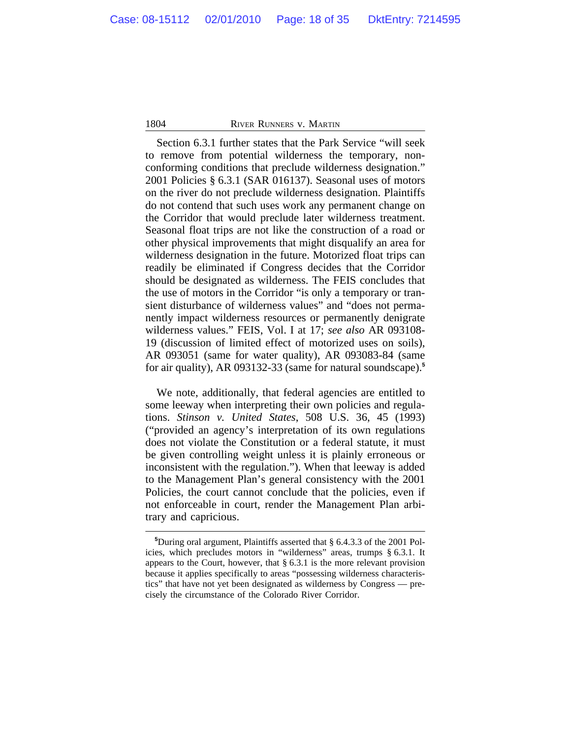Section 6.3.1 further states that the Park Service "will seek to remove from potential wilderness the temporary, non-conforming conditions that preclude wilderness designation." 2001 Policies § 6.3.1 (SAR 016137). Seasonal uses of motors on the river do not preclude wilderness designation. Plaintiffs do not contend that such uses work any permanent change on the Corridor that would preclude later wilderness treatment. Seasonal float trips are not like the construction of a road or other physical improvements that might disqualify an area for wilderness designation in the future. Motorized float trips can readily be eliminated if Congress decides that the Corridor should be designated as wilderness. The FEIS concludes that the use of motors in the Corridor "is only a temporary or transient disturbance of wilderness values" and "does not permanently impact wilderness resources or permanently denigrate wilderness values." FEIS, Vol. I at 17; *see also* AR 093108-19 (discussion of limited effect of motorized uses on soils), AR 093051 (same for water quality), AR 093083-84 (same for air quality), AR 093132-33 (same for natural soundscape).[5]

We note, additionally, that federal agencies are entitled to some leeway when interpreting their own policies and regulations. *Stinson v. United States*, 508 U.S. 36, 45 (1993) ("provided an agency's interpretation of its own regulations does not violate the Constitution or a federal statute, it must be given controlling weight unless it is plainly erroneous or inconsistent with the regulation."). When that leeway is added to the Management Plan's general consistency with the 2001 Policies, the court cannot conclude that the policies, even if not enforceable in court, render the Management Plan arbitrary and capricious.

---

[5]During oral argument, Plaintiffs asserted that § 6.4.3.3 of the 2001 Policies, which precludes motors in "wilderness" areas, trumps § 6.3.1. It appears to the Court, however, that § 6.3.1 is the more relevant provision because it applies specifically to areas "possessing wilderness characteristics" that have not yet been designated as wilderness by Congress — precisely the circumstance of the Colorado River Corridor.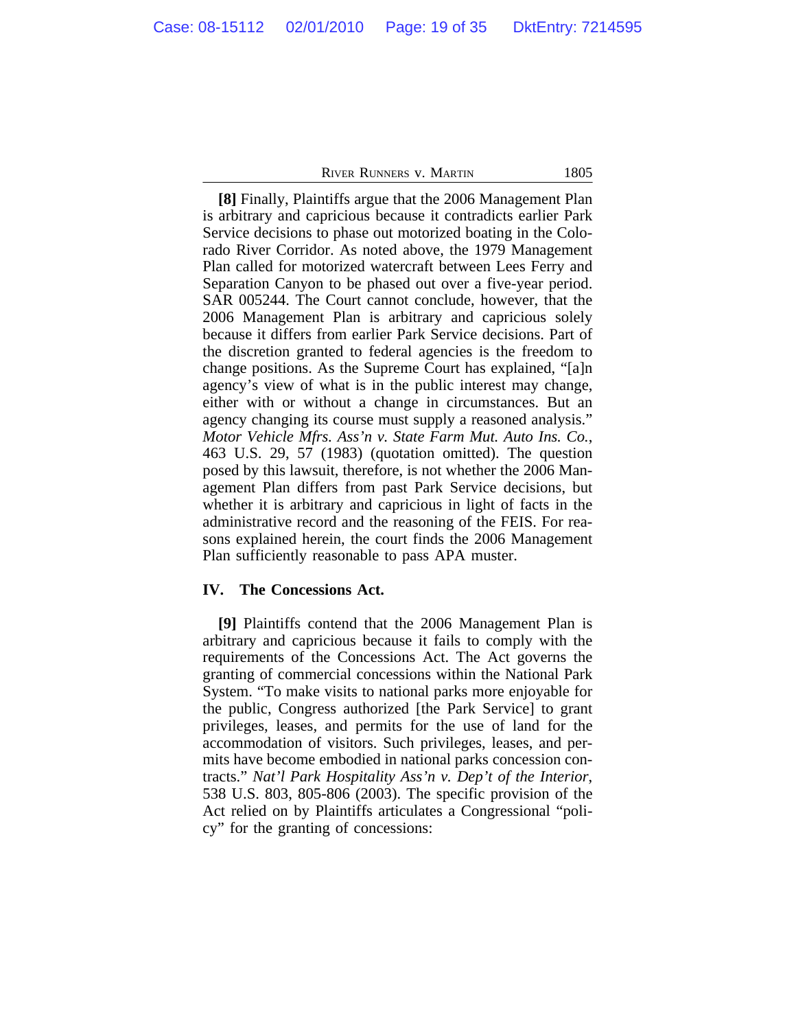**[8]** Finally, Plaintiffs argue that the 2006 Management Plan is arbitrary and capricious because it contradicts earlier Park Service decisions to phase out motorized boating in the Colorado River Corridor. As noted above, the 1979 Management Plan called for motorized watercraft between Lees Ferry and Separation Canyon to be phased out over a five-year period. SAR 005244. The Court cannot conclude, however, that the 2006 Management Plan is arbitrary and capricious solely because it differs from earlier Park Service decisions. Part of the discretion granted to federal agencies is the freedom to change positions. As the Supreme Court has explained, "[a]n agency's view of what is in the public interest may change, either with or without a change in circumstances. But an agency changing its course must supply a reasoned analysis." *Motor Vehicle Mfrs. Ass'n v. State Farm Mut. Auto Ins. Co.*, 463 U.S. 29, 57 (1983) (quotation omitted). The question posed by this lawsuit, therefore, is not whether the 2006 Management Plan differs from past Park Service decisions, but whether it is arbitrary and capricious in light of facts in the administrative record and the reasoning of the FEIS. For reasons explained herein, the court finds the 2006 Management Plan sufficiently reasonable to pass APA muster.

## IV. The Concessions Act.

**[9]** Plaintiffs contend that the 2006 Management Plan is arbitrary and capricious because it fails to comply with the requirements of the Concessions Act. The Act governs the granting of commercial concessions within the National Park System. "To make visits to national parks more enjoyable for the public, Congress authorized [the Park Service] to grant privileges, leases, and permits for the use of land for the accommodation of visitors. Such privileges, leases, and permits have become embodied in national parks concession contracts." *Nat'l Park Hospitality Ass'n v. Dep't of the Interior*, 538 U.S. 803, 805-806 (2003). The specific provision of the Act relied on by Plaintiffs articulates a Congressional "policy" for the granting of concessions: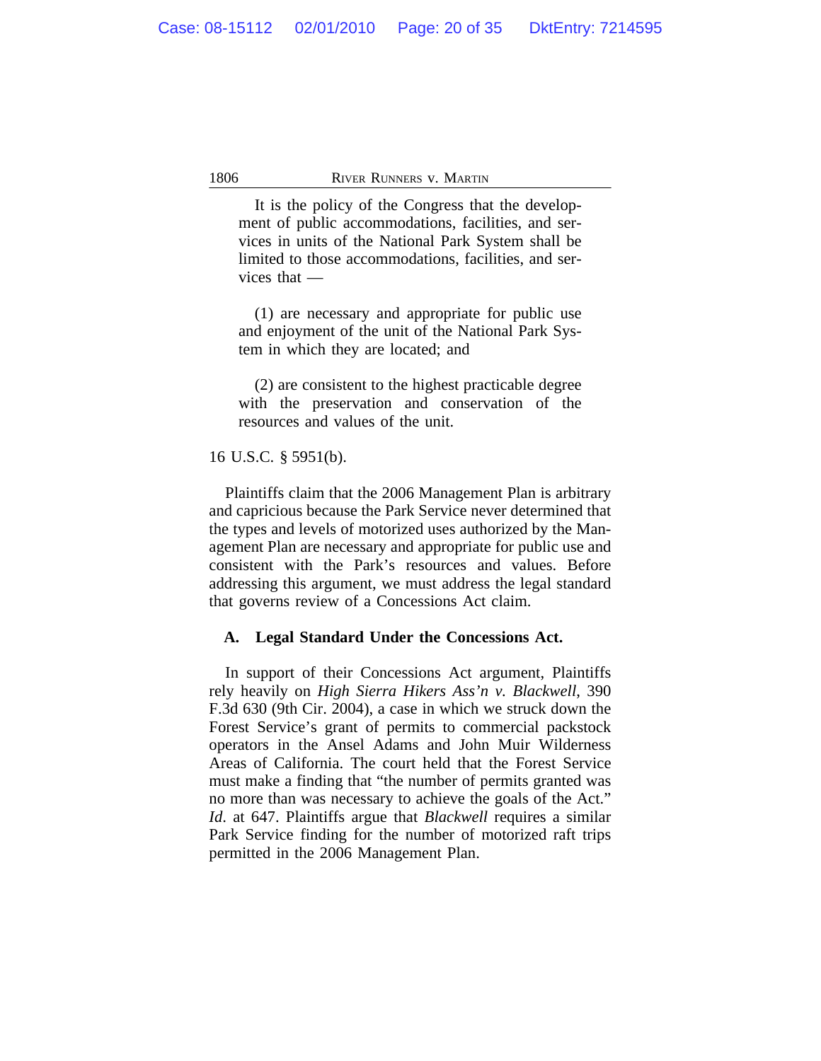> It is the policy of the Congress that the development of public accommodations, facilities, and services in units of the National Park System shall be limited to those accommodations, facilities, and services that —
>
> (1) are necessary and appropriate for public use and enjoyment of the unit of the National Park System in which they are located; and
>
> (2) are consistent to the highest practicable degree with the preservation and conservation of the resources and values of the unit.

16 U.S.C. § 5951(b).

Plaintiffs claim that the 2006 Management Plan is arbitrary and capricious because the Park Service never determined that the types and levels of motorized uses authorized by the Management Plan are necessary and appropriate for public use and consistent with the Park's resources and values. Before addressing this argument, we must address the legal standard that governs review of a Concessions Act claim.

### A. Legal Standard Under the Concessions Act.

In support of their Concessions Act argument, Plaintiffs rely heavily on *High Sierra Hikers Ass'n v. Blackwell*, 390 F.3d 630 (9th Cir. 2004), a case in which we struck down the Forest Service's grant of permits to commercial packstock operators in the Ansel Adams and John Muir Wilderness Areas of California. The court held that the Forest Service must make a finding that "the number of permits granted was no more than was necessary to achieve the goals of the Act." *Id*. at 647. Plaintiffs argue that *Blackwell* requires a similar Park Service finding for the number of motorized raft trips permitted in the 2006 Management Plan.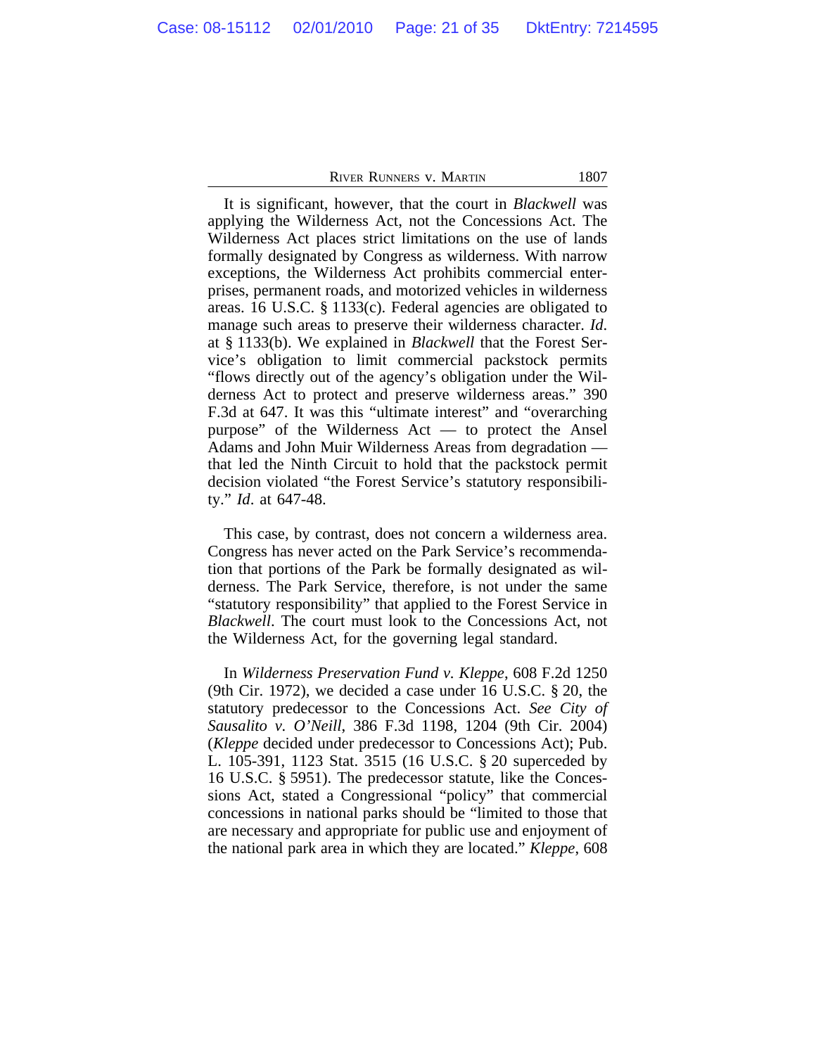It is significant, however, that the court in *Blackwell* was applying the Wilderness Act, not the Concessions Act. The Wilderness Act places strict limitations on the use of lands formally designated by Congress as wilderness. With narrow exceptions, the Wilderness Act prohibits commercial enterprises, permanent roads, and motorized vehicles in wilderness areas. 16 U.S.C. § 1133(c). Federal agencies are obligated to manage such areas to preserve their wilderness character. *Id.* at § 1133(b). We explained in *Blackwell* that the Forest Service's obligation to limit commercial packstock permits "flows directly out of the agency's obligation under the Wilderness Act to protect and preserve wilderness areas." 390 F.3d at 647. It was this "ultimate interest" and "overarching purpose" of the Wilderness Act — to protect the Ansel Adams and John Muir Wilderness Areas from degradation — that led the Ninth Circuit to hold that the packstock permit decision violated "the Forest Service's statutory responsibility." *Id.* at 647-48.

This case, by contrast, does not concern a wilderness area. Congress has never acted on the Park Service's recommendation that portions of the Park be formally designated as wilderness. The Park Service, therefore, is not under the same "statutory responsibility" that applied to the Forest Service in *Blackwell*. The court must look to the Concessions Act, not the Wilderness Act, for the governing legal standard.

In *Wilderness Preservation Fund v. Kleppe*, 608 F.2d 1250 (9th Cir. 1972), we decided a case under 16 U.S.C. § 20, the statutory predecessor to the Concessions Act. *See City of Sausalito v. O'Neill*, 386 F.3d 1198, 1204 (9th Cir. 2004) (*Kleppe* decided under predecessor to Concessions Act); Pub. L. 105-391, 1123 Stat. 3515 (16 U.S.C. § 20 superceded by 16 U.S.C. § 5951). The predecessor statute, like the Concessions Act, stated a Congressional "policy" that commercial concessions in national parks should be "limited to those that are necessary and appropriate for public use and enjoyment of the national park area in which they are located." *Kleppe*, 608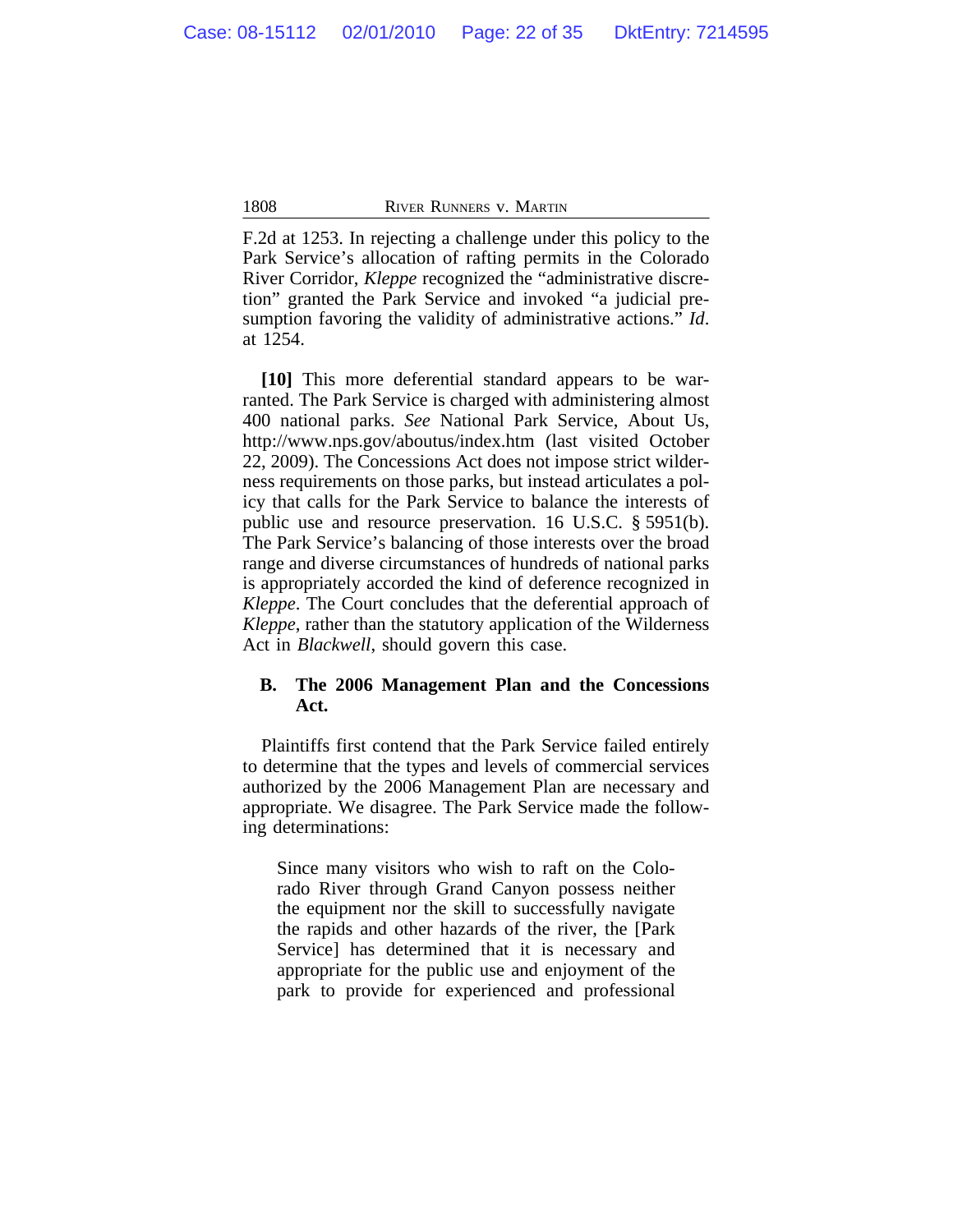F.2d at 1253. In rejecting a challenge under this policy to the Park Service's allocation of rafting permits in the Colorado River Corridor, *Kleppe* recognized the "administrative discretion" granted the Park Service and invoked "a judicial presumption favoring the validity of administrative actions." *Id*. at 1254.

**[10]** This more deferential standard appears to be warranted. The Park Service is charged with administering almost 400 national parks. *See* National Park Service, About Us, http://www.nps.gov/aboutus/index.htm (last visited October 22, 2009). The Concessions Act does not impose strict wilderness requirements on those parks, but instead articulates a policy that calls for the Park Service to balance the interests of public use and resource preservation. 16 U.S.C. § 5951(b). The Park Service's balancing of those interests over the broad range and diverse circumstances of hundreds of national parks is appropriately accorded the kind of deference recognized in *Kleppe*. The Court concludes that the deferential approach of *Kleppe*, rather than the statutory application of the Wilderness Act in *Blackwell*, should govern this case.

### B. The 2006 Management Plan and the Concessions Act.

Plaintiffs first contend that the Park Service failed entirely to determine that the types and levels of commercial services authorized by the 2006 Management Plan are necessary and appropriate. We disagree. The Park Service made the following determinations:

> Since many visitors who wish to raft on the Colorado River through Grand Canyon possess neither the equipment nor the skill to successfully navigate the rapids and other hazards of the river, the [Park Service] has determined that it is necessary and appropriate for the public use and enjoyment of the park to provide for experienced and professional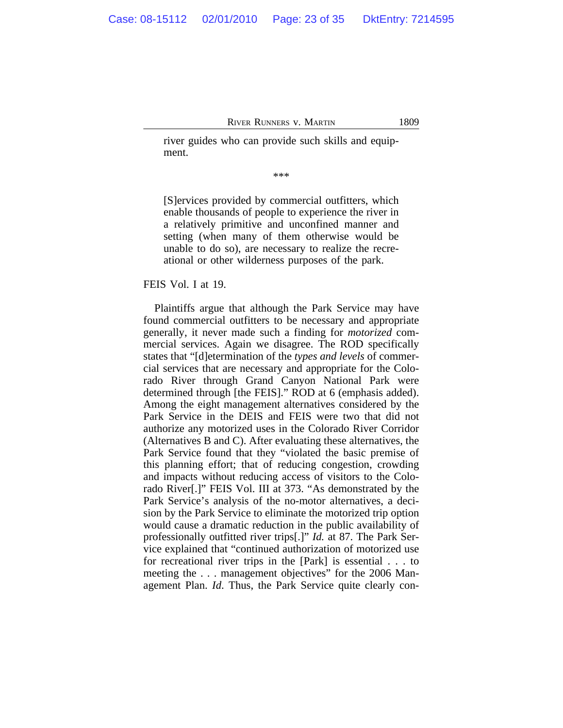> river guides who can provide such skills and equipment.
>
> ***
>
> [S]ervices provided by commercial outfitters, which enable thousands of people to experience the river in a relatively primitive and unconfined manner and setting (when many of them otherwise would be unable to do so), are necessary to realize the recreational or other wilderness purposes of the park.

FEIS Vol. I at 19.

Plaintiffs argue that although the Park Service may have found commercial outfitters to be necessary and appropriate generally, it never made such a finding for *motorized* commercial services. Again we disagree. The ROD specifically states that "[d]etermination of the *types and levels* of commercial services that are necessary and appropriate for the Colorado River through Grand Canyon National Park were determined through [the FEIS]." ROD at 6 (emphasis added). Among the eight management alternatives considered by the Park Service in the DEIS and FEIS were two that did not authorize any motorized uses in the Colorado River Corridor (Alternatives B and C). After evaluating these alternatives, the Park Service found that they "violated the basic premise of this planning effort; that of reducing congestion, crowding and impacts without reducing access of visitors to the Colorado River[.]" FEIS Vol. III at 373. "As demonstrated by the Park Service's analysis of the no-motor alternatives, a decision by the Park Service to eliminate the motorized trip option would cause a dramatic reduction in the public availability of professionally outfitted river trips[.]" *Id.* at 87. The Park Service explained that "continued authorization of motorized use for recreational river trips in the [Park] is essential . . . to meeting the . . . management objectives" for the 2006 Management Plan. *Id.* Thus, the Park Service quite clearly con-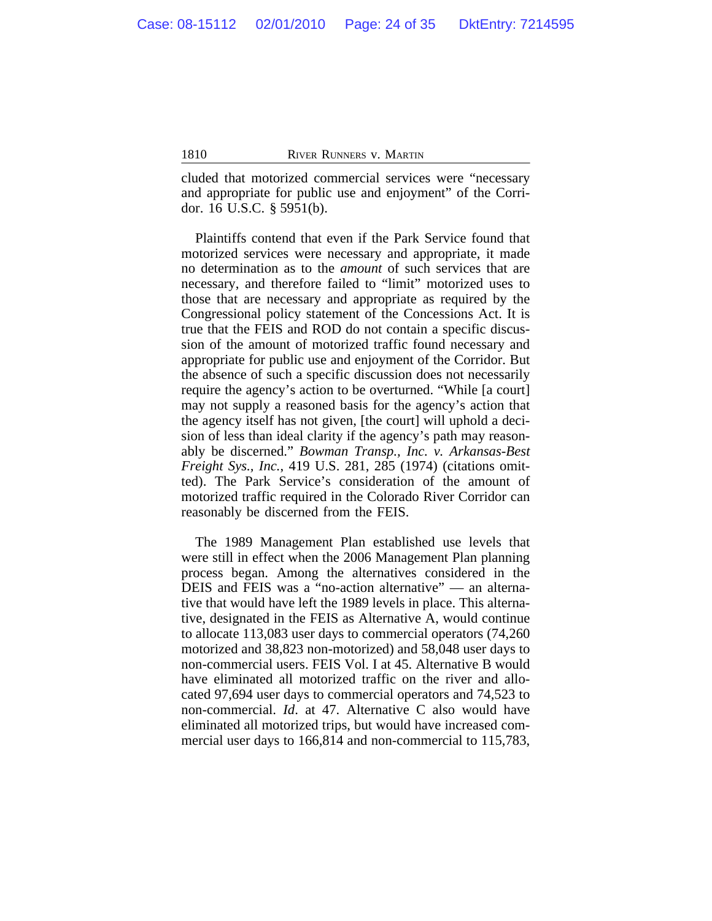cluded that motorized commercial services were "necessary and appropriate for public use and enjoyment" of the Corridor. 16 U.S.C. § 5951(b).

Plaintiffs contend that even if the Park Service found that motorized services were necessary and appropriate, it made no determination as to the *amount* of such services that are necessary, and therefore failed to "limit" motorized uses to those that are necessary and appropriate as required by the Congressional policy statement of the Concessions Act. It is true that the FEIS and ROD do not contain a specific discussion of the amount of motorized traffic found necessary and appropriate for public use and enjoyment of the Corridor. But the absence of such a specific discussion does not necessarily require the agency's action to be overturned. "While [a court] may not supply a reasoned basis for the agency's action that the agency itself has not given, [the court] will uphold a decision of less than ideal clarity if the agency's path may reasonably be discerned." *Bowman Transp., Inc. v. Arkansas-Best Freight Sys., Inc.*, 419 U.S. 281, 285 (1974) (citations omitted). The Park Service's consideration of the amount of motorized traffic required in the Colorado River Corridor can reasonably be discerned from the FEIS.

The 1989 Management Plan established use levels that were still in effect when the 2006 Management Plan planning process began. Among the alternatives considered in the DEIS and FEIS was a "no-action alternative" — an alternative that would have left the 1989 levels in place. This alternative, designated in the FEIS as Alternative A, would continue to allocate 113,083 user days to commercial operators (74,260 motorized and 38,823 non-motorized) and 58,048 user days to non-commercial users. FEIS Vol. I at 45. Alternative B would have eliminated all motorized traffic on the river and allocated 97,694 user days to commercial operators and 74,523 to non-commercial. *Id.* at 47. Alternative C also would have eliminated all motorized trips, but would have increased commercial user days to 166,814 and non-commercial to 115,783,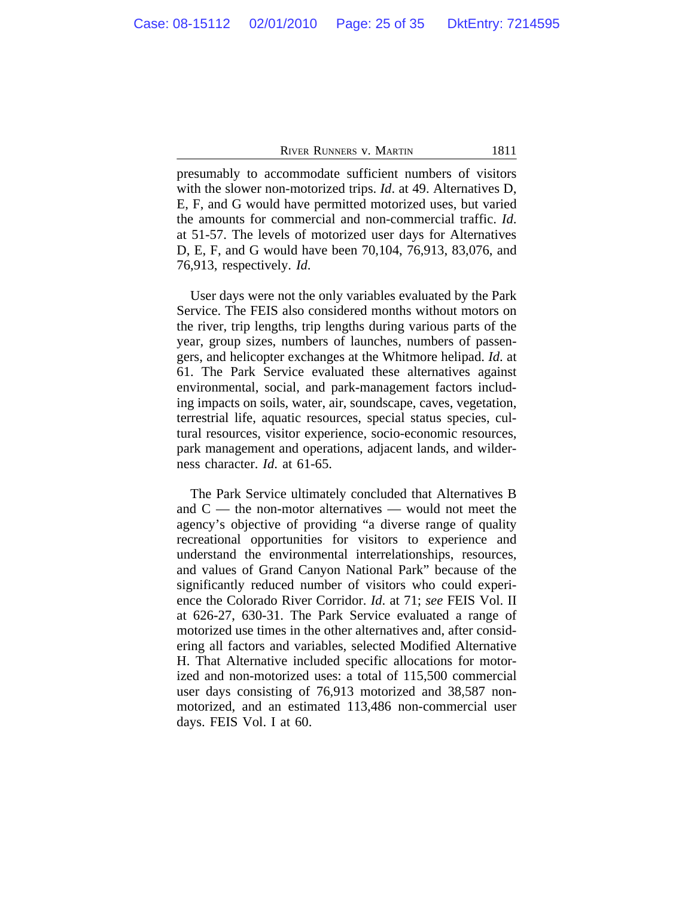presumably to accommodate sufficient numbers of visitors with the slower non-motorized trips. *Id*. at 49. Alternatives D, E, F, and G would have permitted motorized uses, but varied the amounts for commercial and non-commercial traffic. *Id*. at 51-57. The levels of motorized user days for Alternatives D, E, F, and G would have been 70,104, 76,913, 83,076, and 76,913, respectively. *Id*.

User days were not the only variables evaluated by the Park Service. The FEIS also considered months without motors on the river, trip lengths, trip lengths during various parts of the year, group sizes, numbers of launches, numbers of passengers, and helicopter exchanges at the Whitmore helipad. *Id*. at 61. The Park Service evaluated these alternatives against environmental, social, and park-management factors including impacts on soils, water, air, soundscape, caves, vegetation, terrestrial life, aquatic resources, special status species, cultural resources, visitor experience, socio-economic resources, park management and operations, adjacent lands, and wilderness character. *Id*. at 61-65.

The Park Service ultimately concluded that Alternatives B and C — the non-motor alternatives — would not meet the agency's objective of providing "a diverse range of quality recreational opportunities for visitors to experience and understand the environmental interrelationships, resources, and values of Grand Canyon National Park" because of the significantly reduced number of visitors who could experience the Colorado River Corridor. *Id*. at 71; *see* FEIS Vol. II at 626-27, 630-31. The Park Service evaluated a range of motorized use times in the other alternatives and, after considering all factors and variables, selected Modified Alternative H. That Alternative included specific allocations for motorized and non-motorized uses: a total of 115,500 commercial user days consisting of 76,913 motorized and 38,587 non-motorized, and an estimated 113,486 non-commercial user days. FEIS Vol. I at 60.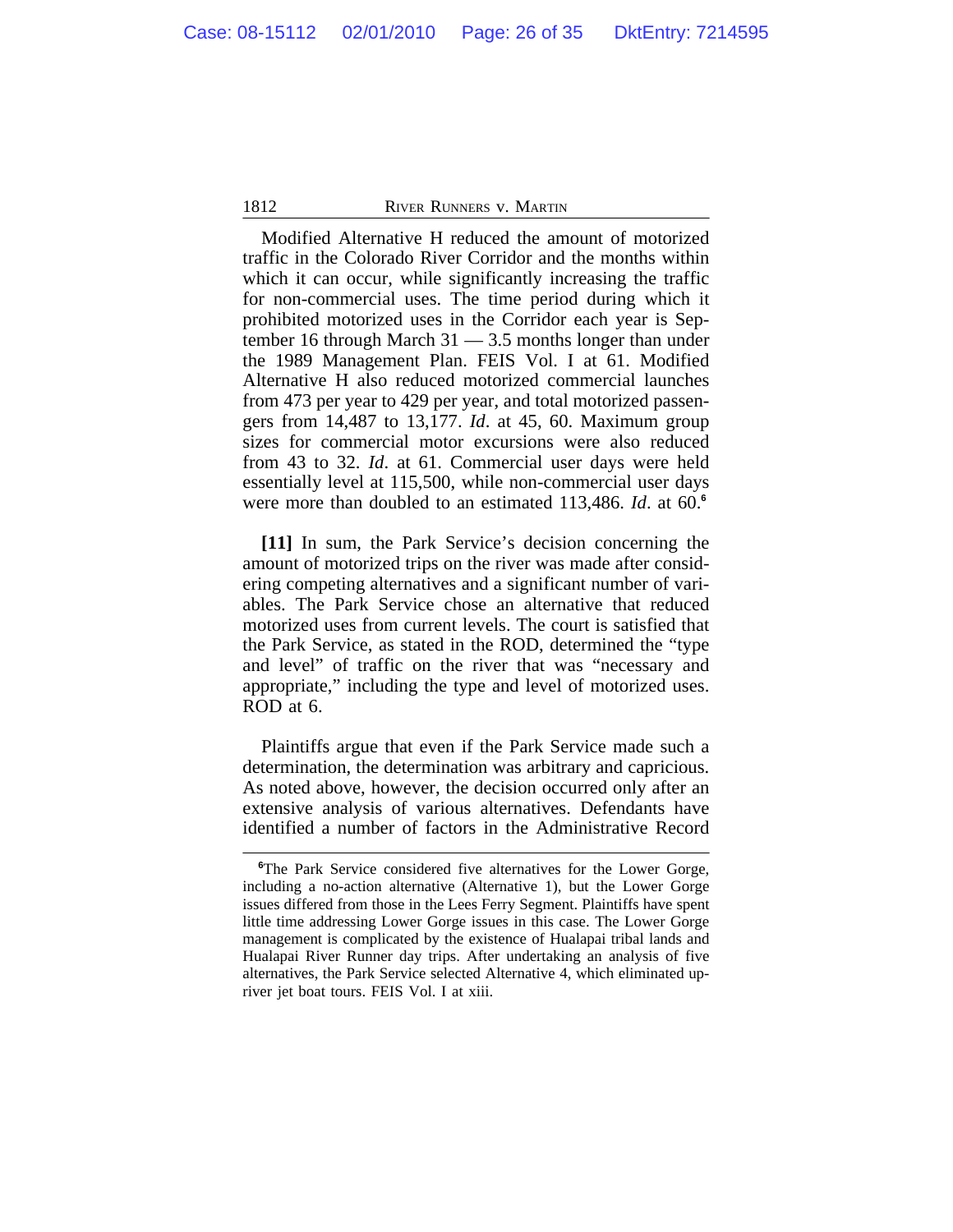Modified Alternative H reduced the amount of motorized traffic in the Colorado River Corridor and the months within which it can occur, while significantly increasing the traffic for non-commercial uses. The time period during which it prohibited motorized uses in the Corridor each year is September 16 through March 31 — 3.5 months longer than under the 1989 Management Plan. FEIS Vol. I at 61. Modified Alternative H also reduced motorized commercial launches from 473 per year to 429 per year, and total motorized passengers from 14,487 to 13,177. *Id*. at 45, 60. Maximum group sizes for commercial motor excursions were also reduced from 43 to 32. *Id*. at 61. Commercial user days were held essentially level at 115,500, while non-commercial user days were more than doubled to an estimated 113,486. *Id*. at 60.[6]

**[11]** In sum, the Park Service's decision concerning the amount of motorized trips on the river was made after considering competing alternatives and a significant number of variables. The Park Service chose an alternative that reduced motorized uses from current levels. The court is satisfied that the Park Service, as stated in the ROD, determined the "type and level" of traffic on the river that was "necessary and appropriate," including the type and level of motorized uses. ROD at 6.

Plaintiffs argue that even if the Park Service made such a determination, the determination was arbitrary and capricious. As noted above, however, the decision occurred only after an extensive analysis of various alternatives. Defendants have identified a number of factors in the Administrative Record

---

[6]The Park Service considered five alternatives for the Lower Gorge, including a no-action alternative (Alternative 1), but the Lower Gorge issues differed from those in the Lees Ferry Segment. Plaintiffs have spent little time addressing Lower Gorge issues in this case. The Lower Gorge management is complicated by the existence of Hualapai tribal lands and Hualapai River Runner day trips. After undertaking an analysis of five alternatives, the Park Service selected Alternative 4, which eliminated upriver jet boat tours. FEIS Vol. I at xiii.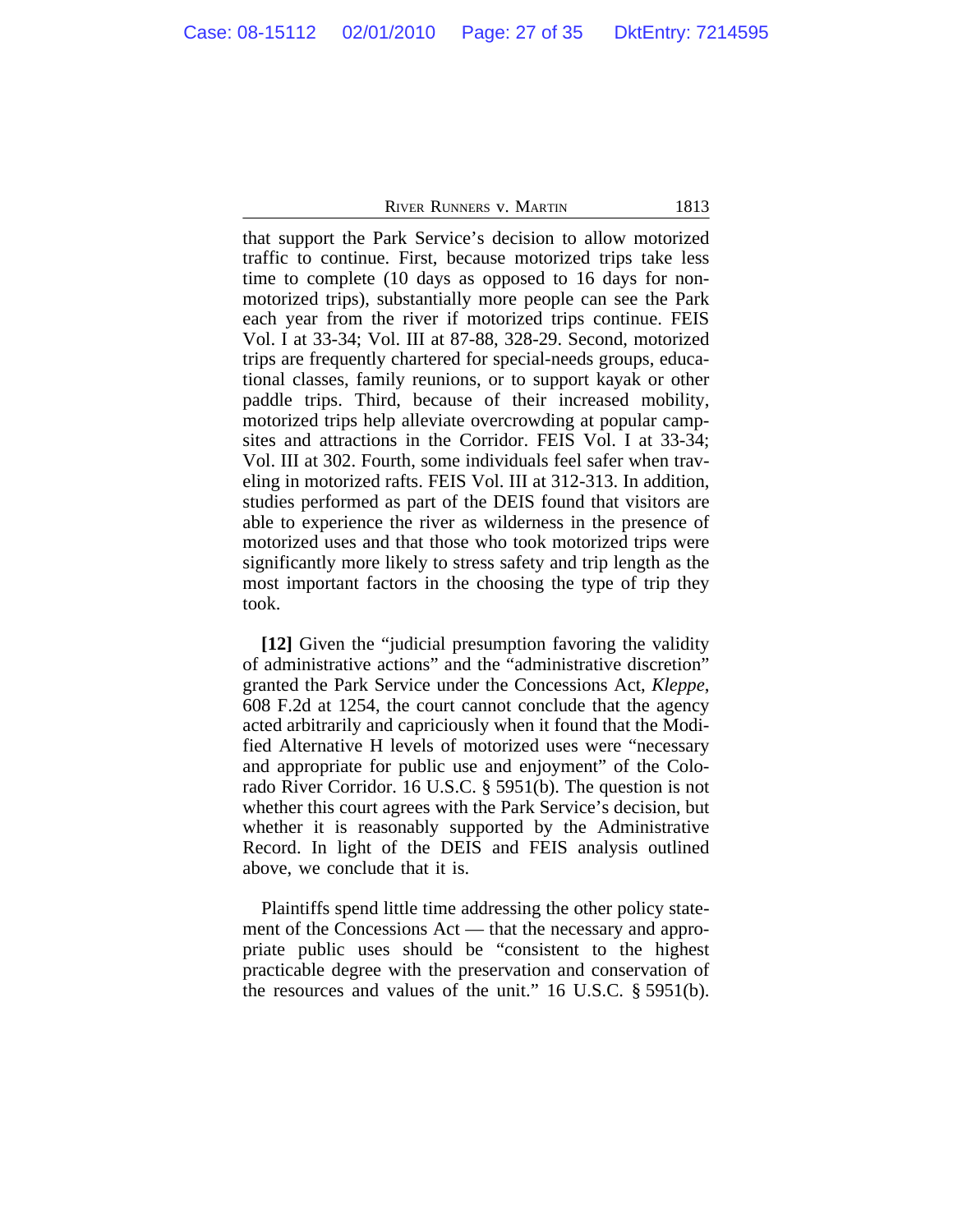that support the Park Service's decision to allow motorized traffic to continue. First, because motorized trips take less time to complete (10 days as opposed to 16 days for non-motorized trips), substantially more people can see the Park each year from the river if motorized trips continue. FEIS Vol. I at 33-34; Vol. III at 87-88, 328-29. Second, motorized trips are frequently chartered for special-needs groups, educational classes, family reunions, or to support kayak or other paddle trips. Third, because of their increased mobility, motorized trips help alleviate overcrowding at popular campsites and attractions in the Corridor. FEIS Vol. I at 33-34; Vol. III at 302. Fourth, some individuals feel safer when traveling in motorized rafts. FEIS Vol. III at 312-313. In addition, studies performed as part of the DEIS found that visitors are able to experience the river as wilderness in the presence of motorized uses and that those who took motorized trips were significantly more likely to stress safety and trip length as the most important factors in the choosing the type of trip they took.

**[12]** Given the "judicial presumption favoring the validity of administrative actions" and the "administrative discretion" granted the Park Service under the Concessions Act, *Kleppe*, 608 F.2d at 1254, the court cannot conclude that the agency acted arbitrarily and capriciously when it found that the Modified Alternative H levels of motorized uses were "necessary and appropriate for public use and enjoyment" of the Colorado River Corridor. 16 U.S.C. § 5951(b). The question is not whether this court agrees with the Park Service's decision, but whether it is reasonably supported by the Administrative Record. In light of the DEIS and FEIS analysis outlined above, we conclude that it is.

Plaintiffs spend little time addressing the other policy statement of the Concessions Act — that the necessary and appropriate public uses should be "consistent to the highest practicable degree with the preservation and conservation of the resources and values of the unit." 16 U.S.C. § 5951(b).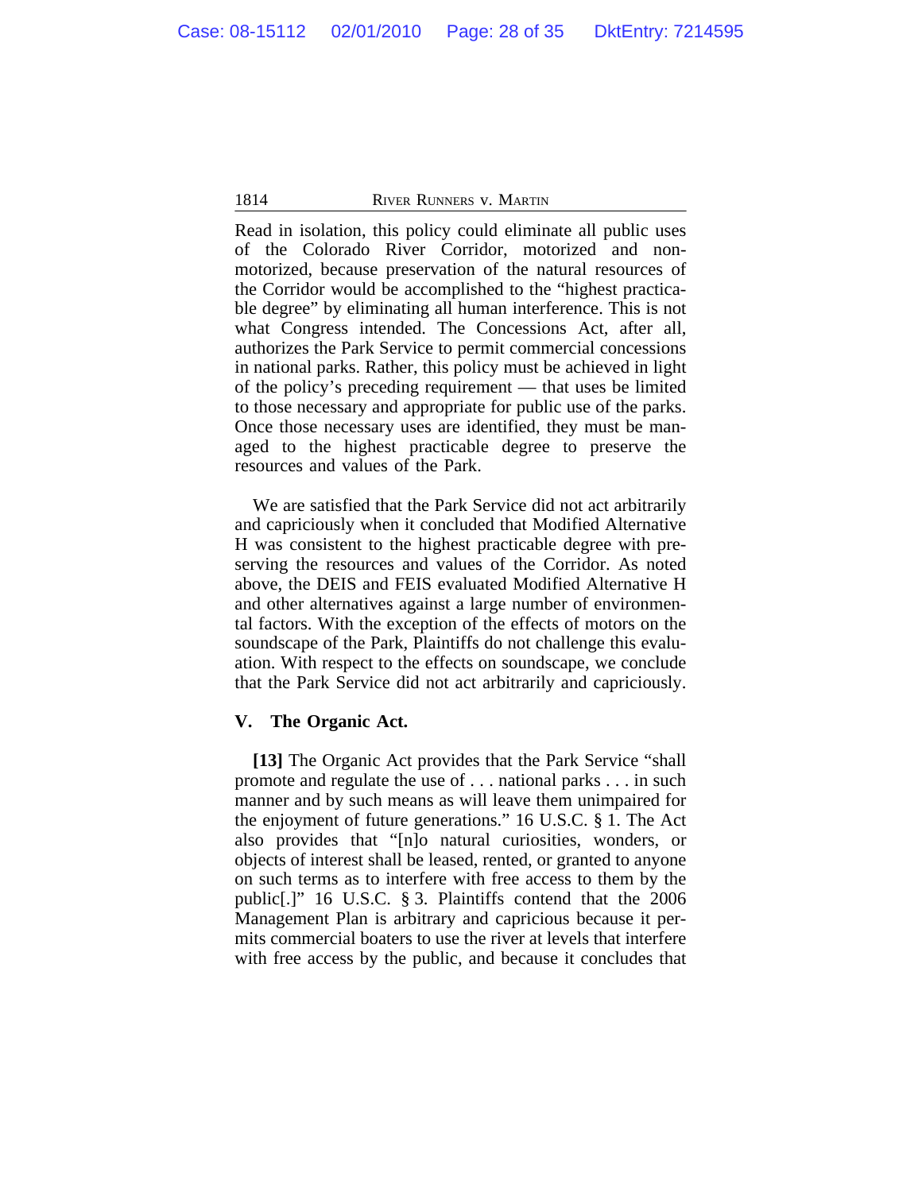Read in isolation, this policy could eliminate all public uses of the Colorado River Corridor, motorized and non-motorized, because preservation of the natural resources of the Corridor would be accomplished to the "highest practicable degree" by eliminating all human interference. This is not what Congress intended. The Concessions Act, after all, authorizes the Park Service to permit commercial concessions in national parks. Rather, this policy must be achieved in light of the policy's preceding requirement — that uses be limited to those necessary and appropriate for public use of the parks. Once those necessary uses are identified, they must be managed to the highest practicable degree to preserve the resources and values of the Park.

We are satisfied that the Park Service did not act arbitrarily and capriciously when it concluded that Modified Alternative H was consistent to the highest practicable degree with preserving the resources and values of the Corridor. As noted above, the DEIS and FEIS evaluated Modified Alternative H and other alternatives against a large number of environmental factors. With the exception of the effects of motors on the soundscape of the Park, Plaintiffs do not challenge this evaluation. With respect to the effects on soundscape, we conclude that the Park Service did not act arbitrarily and capriciously.

## V. The Organic Act.

**[13]** The Organic Act provides that the Park Service "shall promote and regulate the use of . . . national parks . . . in such manner and by such means as will leave them unimpaired for the enjoyment of future generations." 16 U.S.C. § 1. The Act also provides that "[n]o natural curiosities, wonders, or objects of interest shall be leased, rented, or granted to anyone on such terms as to interfere with free access to them by the public[.]" 16 U.S.C. § 3. Plaintiffs contend that the 2006 Management Plan is arbitrary and capricious because it permits commercial boaters to use the river at levels that interfere with free access by the public, and because it concludes that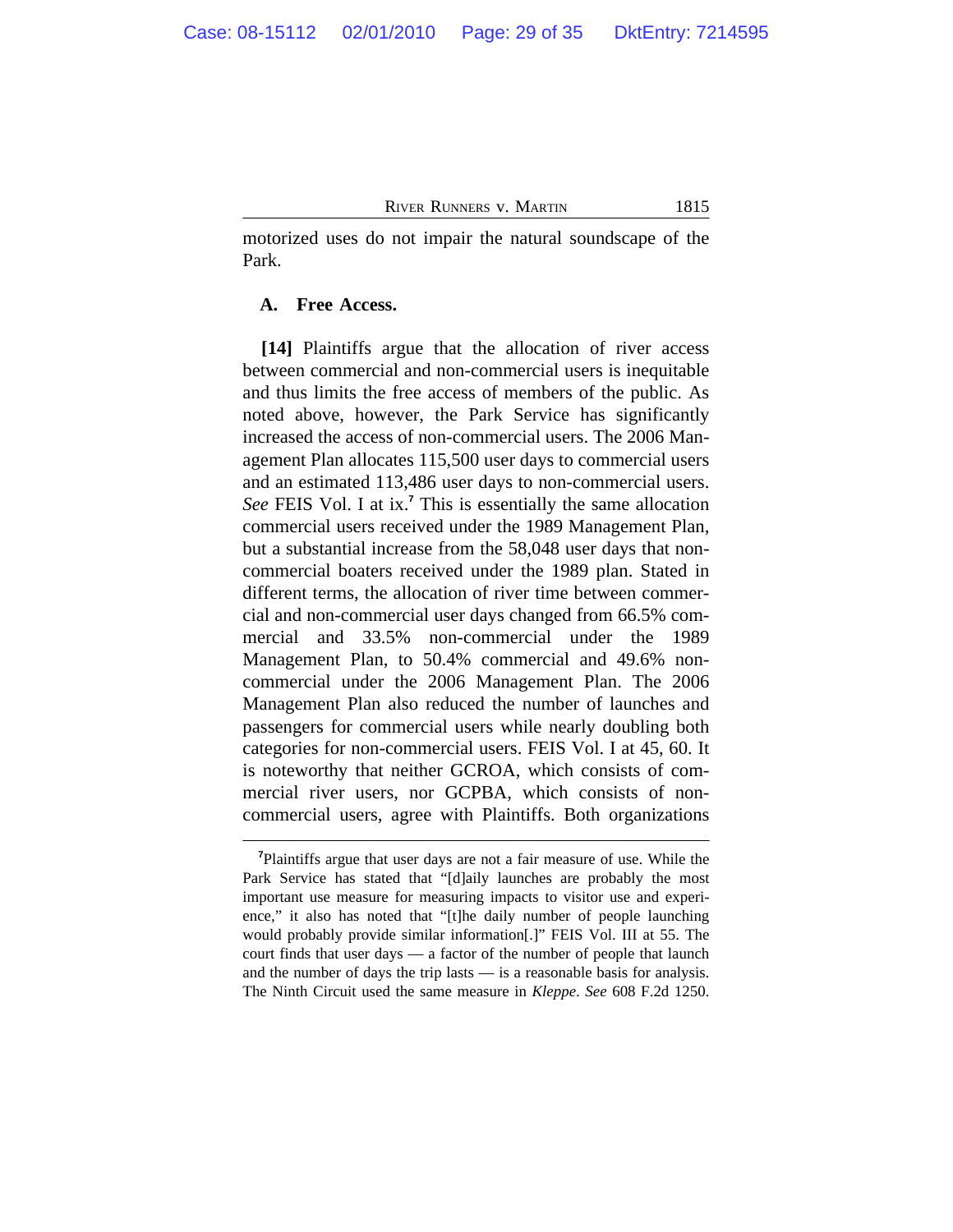motorized uses do not impair the natural soundscape of the Park.

### A. Free Access.

**[14]** Plaintiffs argue that the allocation of river access between commercial and non-commercial users is inequitable and thus limits the free access of members of the public. As noted above, however, the Park Service has significantly increased the access of non-commercial users. The 2006 Management Plan allocates 115,500 user days to commercial users and an estimated 113,486 user days to non-commercial users. *See* FEIS Vol. I at ix.[7] This is essentially the same allocation commercial users received under the 1989 Management Plan, but a substantial increase from the 58,048 user days that non-commercial boaters received under the 1989 plan. Stated in different terms, the allocation of river time between commercial and non-commercial user days changed from 66.5% commercial and 33.5% non-commercial under the 1989 Management Plan, to 50.4% commercial and 49.6% non-commercial under the 2006 Management Plan. The 2006 Management Plan also reduced the number of launches and passengers for commercial users while nearly doubling both categories for non-commercial users. FEIS Vol. I at 45, 60. It is noteworthy that neither GCROA, which consists of commercial river users, nor GCPBA, which consists of non-commercial users, agree with Plaintiffs. Both organizations

---

[7]Plaintiffs argue that user days are not a fair measure of use. While the Park Service has stated that "[d]aily launches are probably the most important use measure for measuring impacts to visitor use and experience," it also has noted that "[t]he daily number of people launching would probably provide similar information[.]" FEIS Vol. III at 55. The court finds that user days — a factor of the number of people that launch and the number of days the trip lasts — is a reasonable basis for analysis. The Ninth Circuit used the same measure in *Kleppe*. *See* 608 F.2d 1250.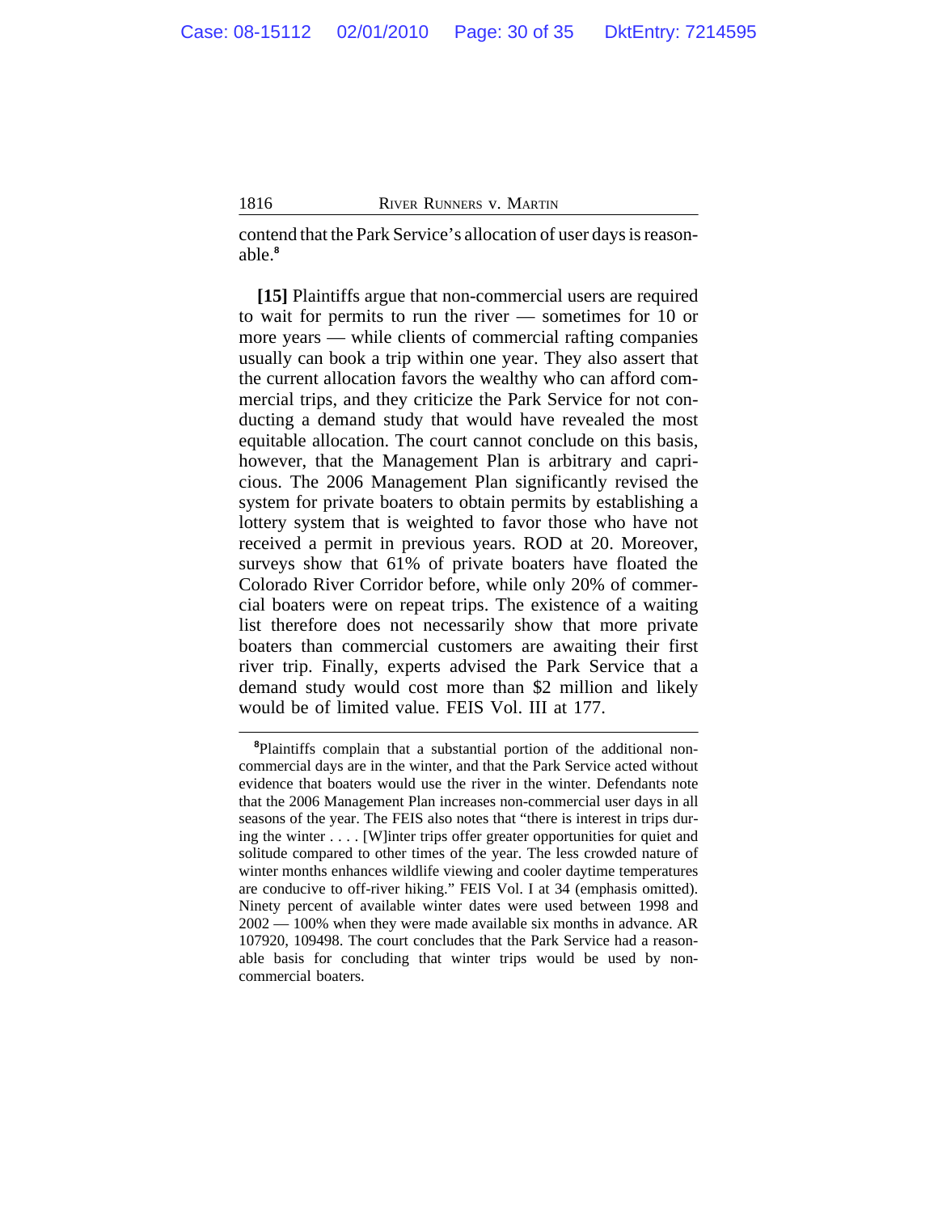contend that the Park Service's allocation of user days is reasonable.[8]

**[15]** Plaintiffs argue that non-commercial users are required to wait for permits to run the river — sometimes for 10 or more years — while clients of commercial rafting companies usually can book a trip within one year. They also assert that the current allocation favors the wealthy who can afford commercial trips, and they criticize the Park Service for not conducting a demand study that would have revealed the most equitable allocation. The court cannot conclude on this basis, however, that the Management Plan is arbitrary and capricious. The 2006 Management Plan significantly revised the system for private boaters to obtain permits by establishing a lottery system that is weighted to favor those who have not received a permit in previous years. ROD at 20. Moreover, surveys show that 61% of private boaters have floated the Colorado River Corridor before, while only 20% of commercial boaters were on repeat trips. The existence of a waiting list therefore does not necessarily show that more private boaters than commercial customers are awaiting their first river trip. Finally, experts advised the Park Service that a demand study would cost more than $2 million and likely would be of limited value. FEIS Vol. III at 177.

---

[8]Plaintiffs complain that a substantial portion of the additional non-commercial days are in the winter, and that the Park Service acted without evidence that boaters would use the river in the winter. Defendants note that the 2006 Management Plan increases non-commercial user days in all seasons of the year. The FEIS also notes that "there is interest in trips during the winter . . . . [W]inter trips offer greater opportunities for quiet and solitude compared to other times of the year. The less crowded nature of winter months enhances wildlife viewing and cooler daytime temperatures are conducive to off-river hiking." FEIS Vol. I at 34 (emphasis omitted). Ninety percent of available winter dates were used between 1998 and 2002 — 100% when they were made available six months in advance. AR 107920, 109498. The court concludes that the Park Service had a reasonable basis for concluding that winter trips would be used by non-commercial boaters.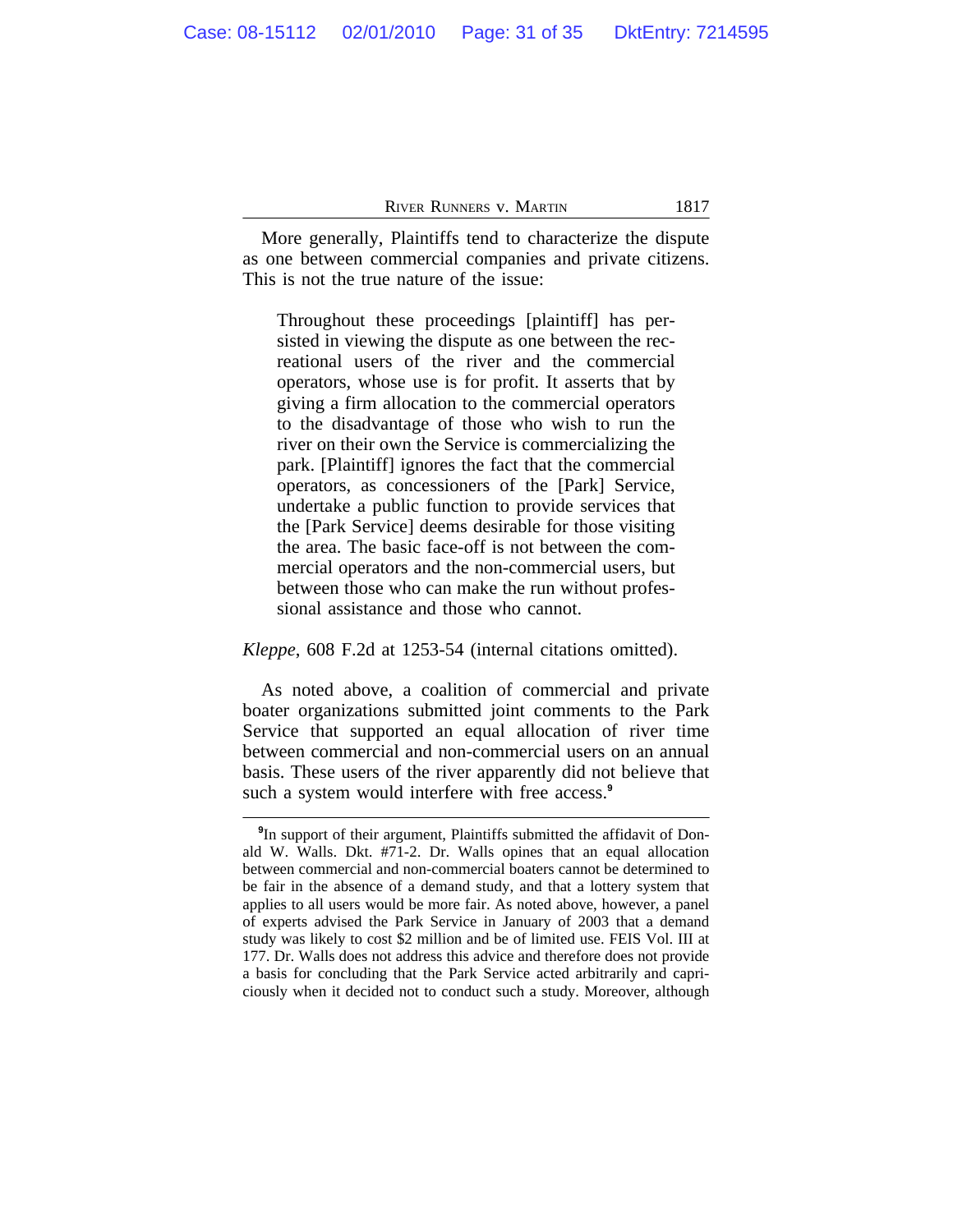More generally, Plaintiffs tend to characterize the dispute as one between commercial companies and private citizens. This is not the true nature of the issue:

> Throughout these proceedings [plaintiff] has persisted in viewing the dispute as one between the recreational users of the river and the commercial operators, whose use is for profit. It asserts that by giving a firm allocation to the commercial operators to the disadvantage of those who wish to run the river on their own the Service is commercializing the park. [Plaintiff] ignores the fact that the commercial operators, as concessioners of the [Park] Service, undertake a public function to provide services that the [Park Service] deems desirable for those visiting the area. The basic face-off is not between the commercial operators and the non-commercial users, but between those who can make the run without professional assistance and those who cannot.

*Kleppe*, 608 F.2d at 1253-54 (internal citations omitted).

As noted above, a coalition of commercial and private boater organizations submitted joint comments to the Park Service that supported an equal allocation of river time between commercial and non-commercial users on an annual basis. These users of the river apparently did not believe that such a system would interfere with free access.[9]

---

[9]In support of their argument, Plaintiffs submitted the affidavit of Donald W. Walls. Dkt. #71-2. Dr. Walls opines that an equal allocation between commercial and non-commercial boaters cannot be determined to be fair in the absence of a demand study, and that a lottery system that applies to all users would be more fair. As noted above, however, a panel of experts advised the Park Service in January of 2003 that a demand study was likely to cost $2 million and be of limited use. FEIS Vol. III at 177. Dr. Walls does not address this advice and therefore does not provide a basis for concluding that the Park Service acted arbitrarily and capriciously when it decided not to conduct such a study. Moreover, although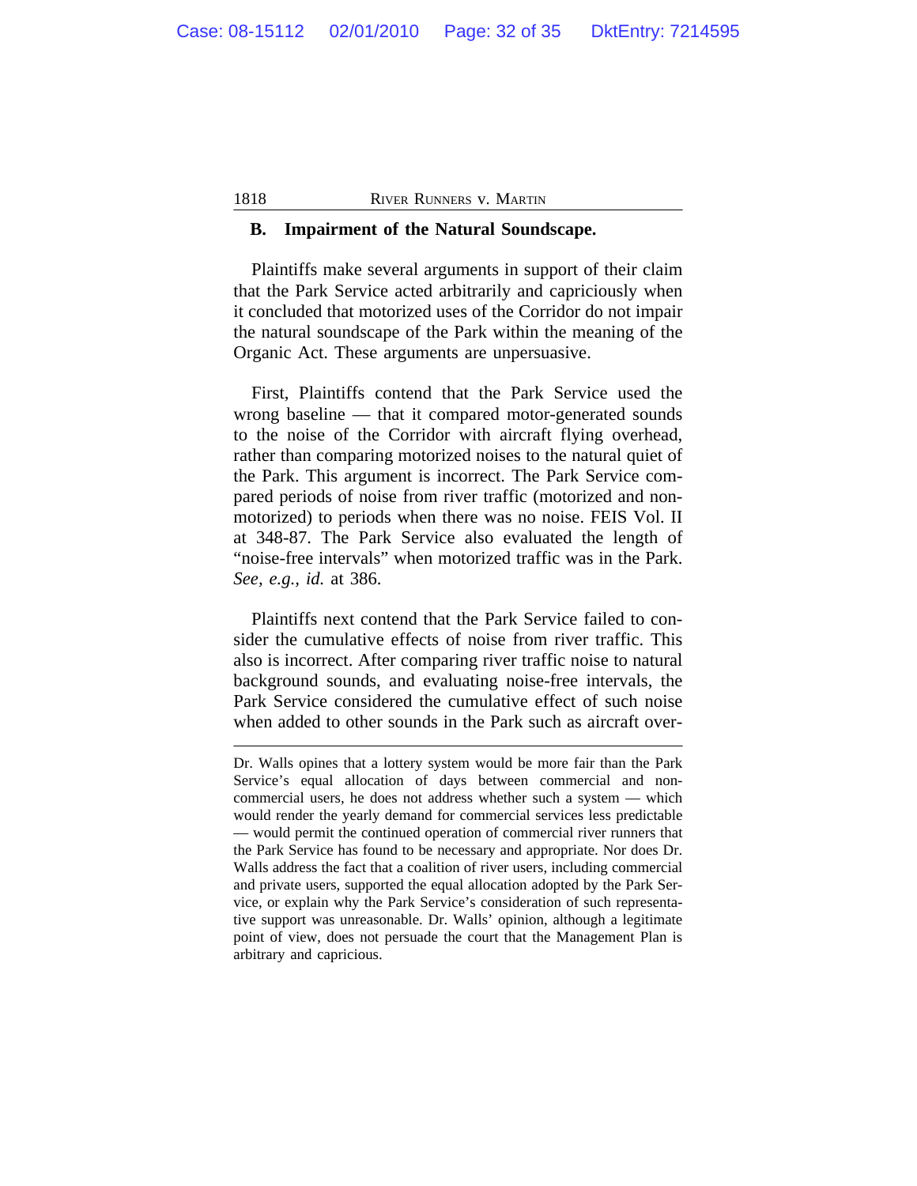### B. Impairment of the Natural Soundscape.

Plaintiffs make several arguments in support of their claim that the Park Service acted arbitrarily and capriciously when it concluded that motorized uses of the Corridor do not impair the natural soundscape of the Park within the meaning of the Organic Act. These arguments are unpersuasive.

First, Plaintiffs contend that the Park Service used the wrong baseline — that it compared motor-generated sounds to the noise of the Corridor with aircraft flying overhead, rather than comparing motorized noises to the natural quiet of the Park. This argument is incorrect. The Park Service compared periods of noise from river traffic (motorized and non-motorized) to periods when there was no noise. FEIS Vol. II at 348-87. The Park Service also evaluated the length of "noise-free intervals" when motorized traffic was in the Park. *See, e.g., id.* at 386.

Plaintiffs next contend that the Park Service failed to consider the cumulative effects of noise from river traffic. This also is incorrect. After comparing river traffic noise to natural background sounds, and evaluating noise-free intervals, the Park Service considered the cumulative effect of such noise when added to other sounds in the Park such as aircraft over-

---

Dr. Walls opines that a lottery system would be more fair than the Park Service's equal allocation of days between commercial and non-commercial users, he does not address whether such a system — which would render the yearly demand for commercial services less predictable — would permit the continued operation of commercial river runners that the Park Service has found to be necessary and appropriate. Nor does Dr. Walls address the fact that a coalition of river users, including commercial and private users, supported the equal allocation adopted by the Park Service, or explain why the Park Service's consideration of such representative support was unreasonable. Dr. Walls' opinion, although a legitimate point of view, does not persuade the court that the Management Plan is arbitrary and capricious.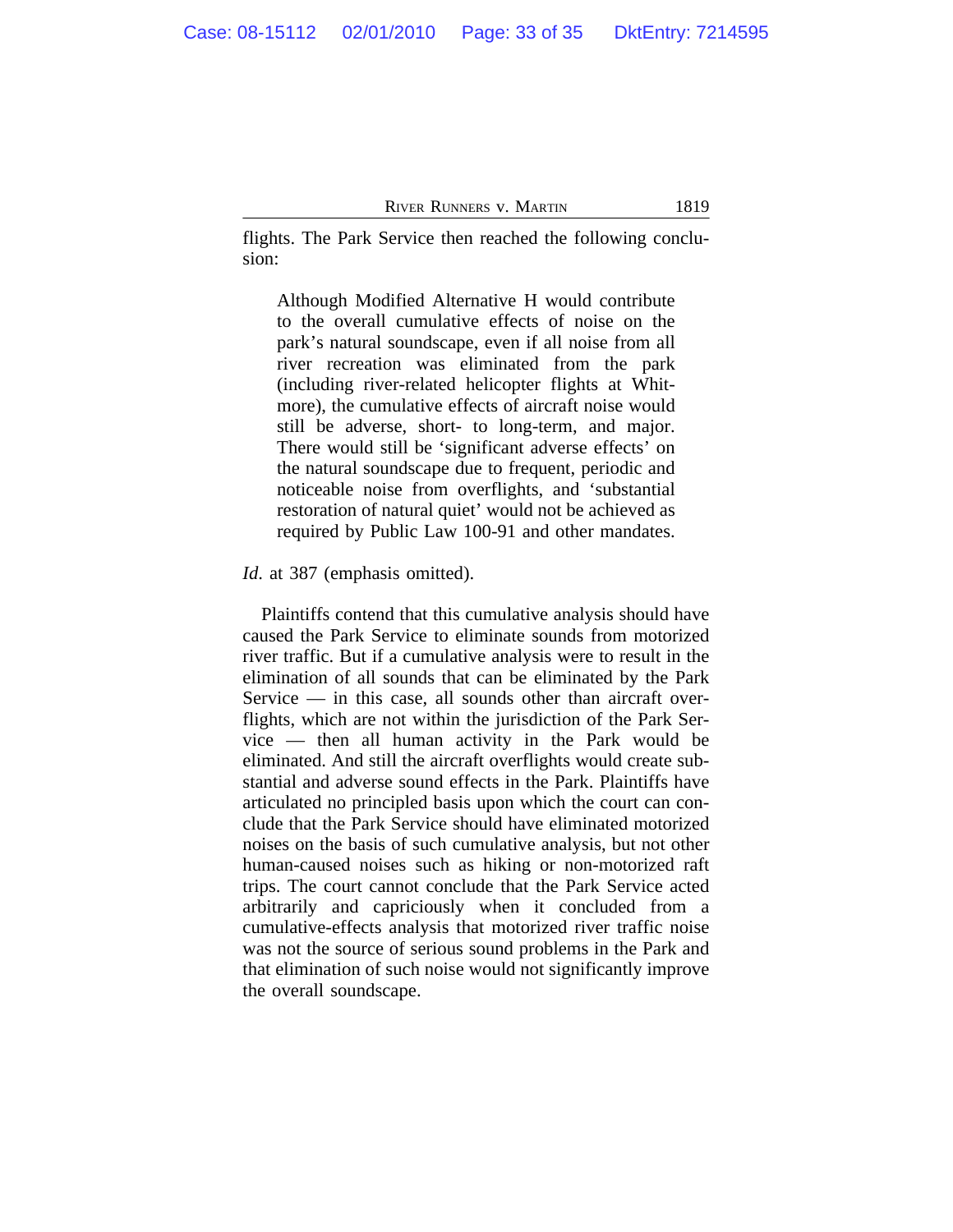flights. The Park Service then reached the following conclusion:

> Although Modified Alternative H would contribute to the overall cumulative effects of noise on the park's natural soundscape, even if all noise from all river recreation was eliminated from the park (including river-related helicopter flights at Whitmore), the cumulative effects of aircraft noise would still be adverse, short- to long-term, and major. There would still be 'significant adverse effects' on the natural soundscape due to frequent, periodic and noticeable noise from overflights, and 'substantial restoration of natural quiet' would not be achieved as required by Public Law 100-91 and other mandates.

*Id.* at 387 (emphasis omitted).

Plaintiffs contend that this cumulative analysis should have caused the Park Service to eliminate sounds from motorized river traffic. But if a cumulative analysis were to result in the elimination of all sounds that can be eliminated by the Park Service — in this case, all sounds other than aircraft overflights, which are not within the jurisdiction of the Park Service — then all human activity in the Park would be eliminated. And still the aircraft overflights would create substantial and adverse sound effects in the Park. Plaintiffs have articulated no principled basis upon which the court can conclude that the Park Service should have eliminated motorized noises on the basis of such cumulative analysis, but not other human-caused noises such as hiking or non-motorized raft trips. The court cannot conclude that the Park Service acted arbitrarily and capriciously when it concluded from a cumulative-effects analysis that motorized river traffic noise was not the source of serious sound problems in the Park and that elimination of such noise would not significantly improve the overall soundscape.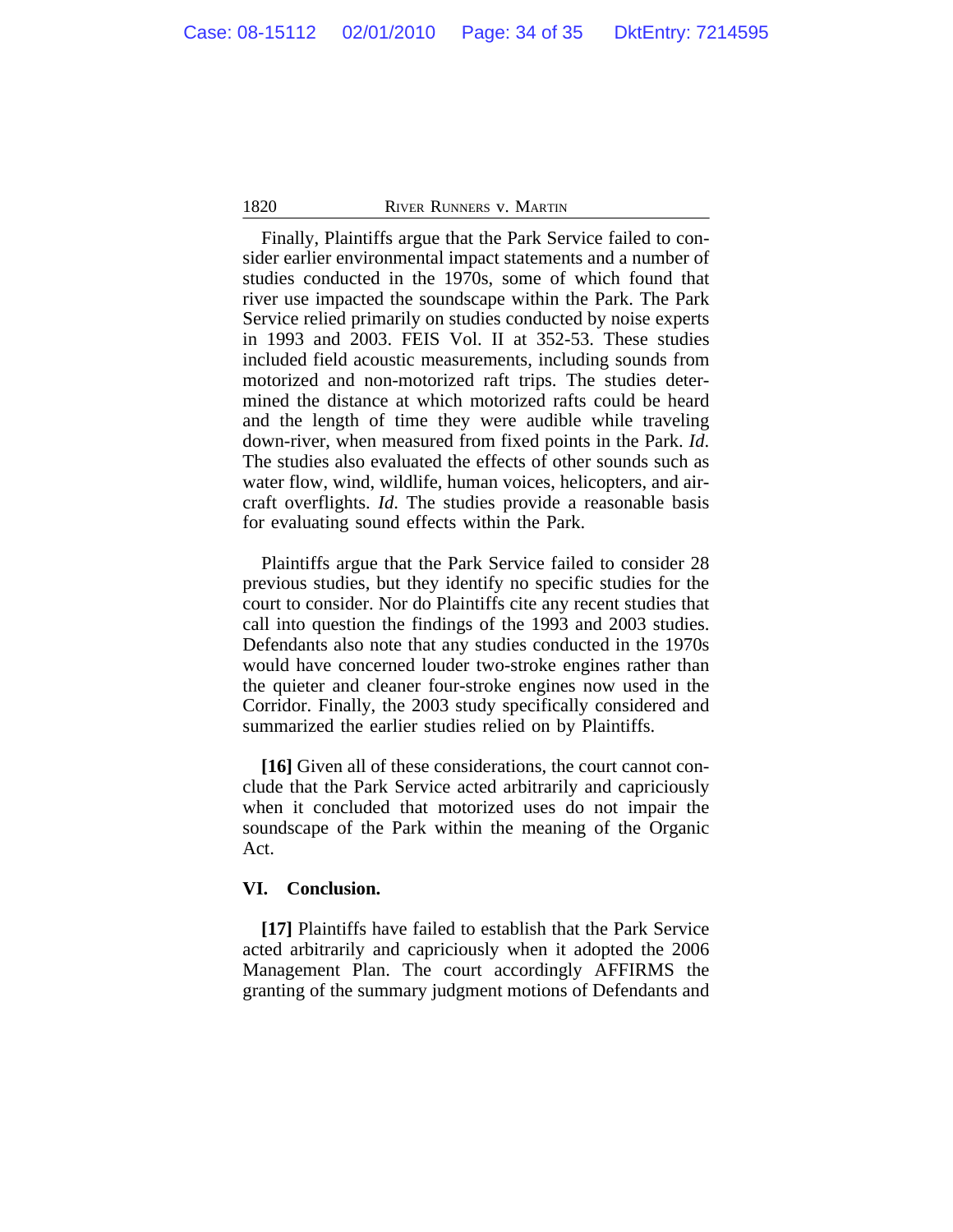Finally, Plaintiffs argue that the Park Service failed to consider earlier environmental impact statements and a number of studies conducted in the 1970s, some of which found that river use impacted the soundscape within the Park. The Park Service relied primarily on studies conducted by noise experts in 1993 and 2003. FEIS Vol. II at 352-53. These studies included field acoustic measurements, including sounds from motorized and non-motorized raft trips. The studies determined the distance at which motorized rafts could be heard and the length of time they were audible while traveling down-river, when measured from fixed points in the Park. *Id.* The studies also evaluated the effects of other sounds such as water flow, wind, wildlife, human voices, helicopters, and aircraft overflights. *Id.* The studies provide a reasonable basis for evaluating sound effects within the Park.

Plaintiffs argue that the Park Service failed to consider 28 previous studies, but they identify no specific studies for the court to consider. Nor do Plaintiffs cite any recent studies that call into question the findings of the 1993 and 2003 studies. Defendants also note that any studies conducted in the 1970s would have concerned louder two-stroke engines rather than the quieter and cleaner four-stroke engines now used in the Corridor. Finally, the 2003 study specifically considered and summarized the earlier studies relied on by Plaintiffs.

**[16]** Given all of these considerations, the court cannot conclude that the Park Service acted arbitrarily and capriciously when it concluded that motorized uses do not impair the soundscape of the Park within the meaning of the Organic Act.

## VI. Conclusion.

**[17]** Plaintiffs have failed to establish that the Park Service acted arbitrarily and capriciously when it adopted the 2006 Management Plan. The court accordingly AFFIRMS the granting of the summary judgment motions of Defendants and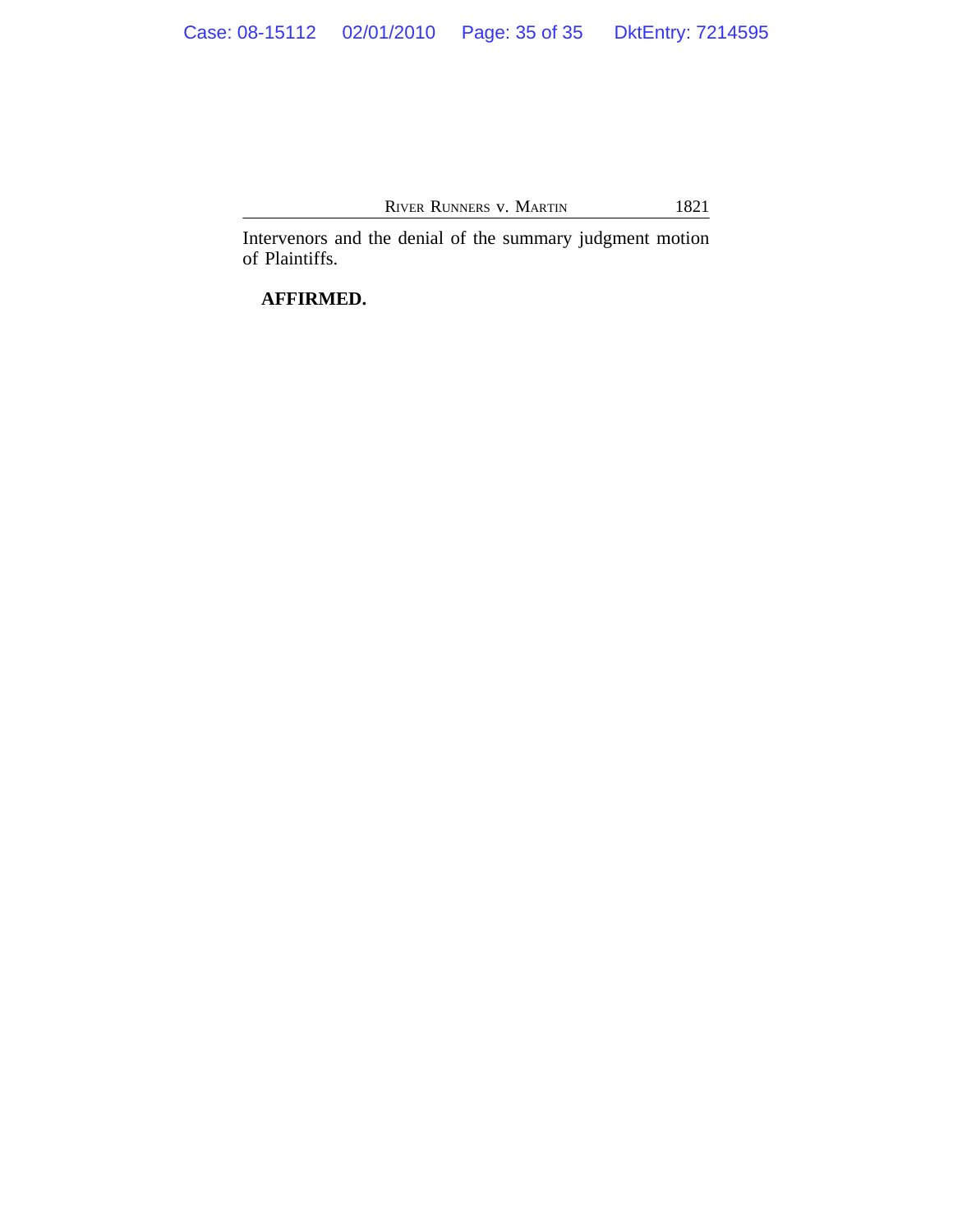Intervenors and the denial of the summary judgment motion of Plaintiffs.

**AFFIRMED.**